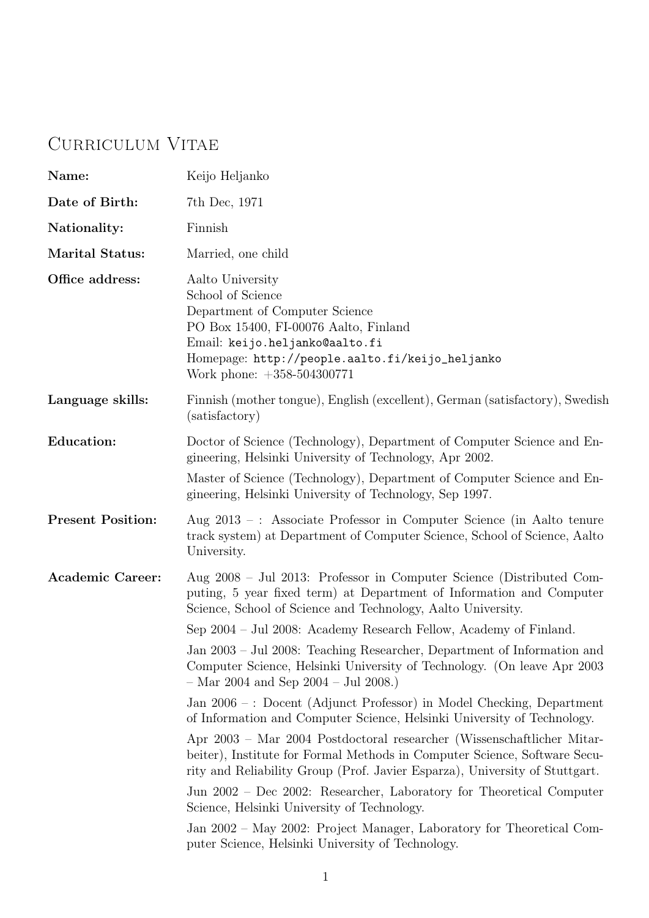# Curriculum Vitae

**Name:** Keijo Heljanko

**Date of Birth:** 7th Dec, 1971

**Nationality:** Finnish

**Marital Status:** Married, one child

**Office address:** Aalto University
School of Science
Department of Computer Science
PO Box 15400, FI-00076 Aalto, Finland
Email: keijo.heljanko@aalto.fi
Homepage: http://people.aalto.fi/keijo_heljanko
Work phone: +358-504300771

**Language skills:** Finnish (mother tongue), English (excellent), German (satisfactory), Swedish (satisfactory)

**Education:** Doctor of Science (Technology), Department of Computer Science and Engineering, Helsinki University of Technology, Apr 2002.

Master of Science (Technology), Department of Computer Science and Engineering, Helsinki University of Technology, Sep 1997.

**Present Position:** Aug 2013 – : Associate Professor in Computer Science (in Aalto tenure track system) at Department of Computer Science, School of Science, Aalto University.

**Academic Career:** Aug 2008 – Jul 2013: Professor in Computer Science (Distributed Computing, 5 year fixed term) at Department of Information and Computer Science, School of Science and Technology, Aalto University.

Sep 2004 – Jul 2008: Academy Research Fellow, Academy of Finland.

Jan 2003 – Jul 2008: Teaching Researcher, Department of Information and Computer Science, Helsinki University of Technology. (On leave Apr 2003 – Mar 2004 and Sep 2004 – Jul 2008.)

Jan 2006 – : Docent (Adjunct Professor) in Model Checking, Department of Information and Computer Science, Helsinki University of Technology.

Apr 2003 – Mar 2004 Postdoctoral researcher (Wissenschaftlicher Mitarbeiter), Institute for Formal Methods in Computer Science, Software Security and Reliability Group (Prof. Javier Esparza), University of Stuttgart.

Jun 2002 – Dec 2002: Researcher, Laboratory for Theoretical Computer Science, Helsinki University of Technology.

Jan 2002 – May 2002: Project Manager, Laboratory for Theoretical Computer Science, Helsinki University of Technology.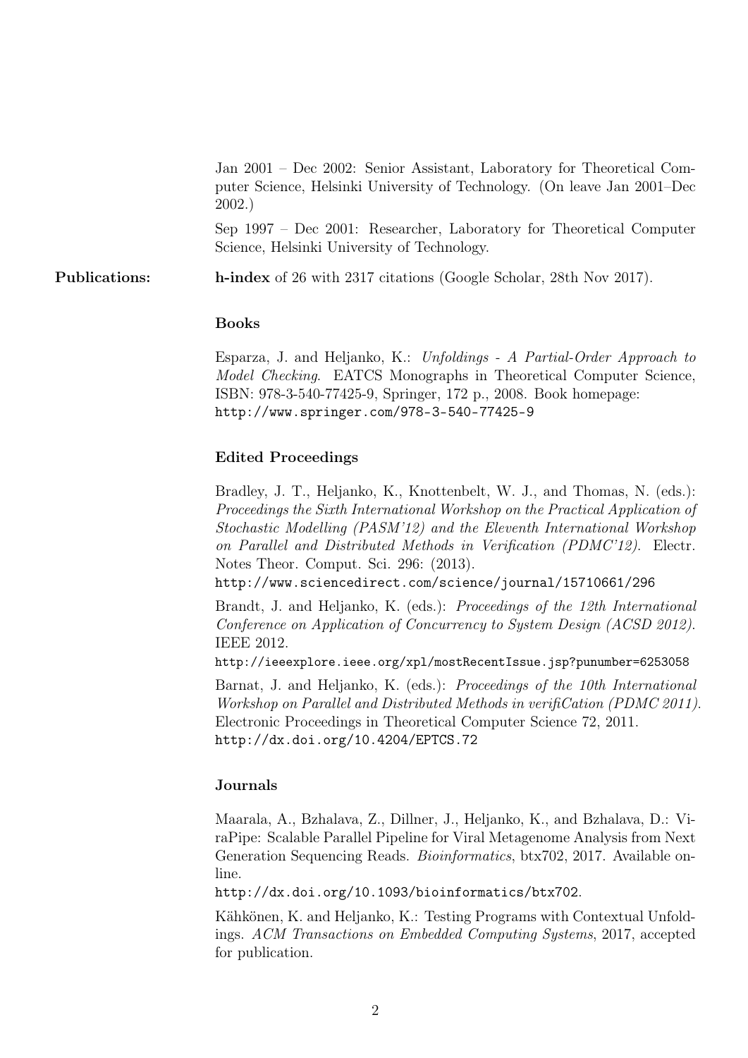Jan 2001 – Dec 2002: Senior Assistant, Laboratory for Theoretical Computer Science, Helsinki University of Technology. (On leave Jan 2001–Dec 2002.)

Sep 1997 – Dec 2001: Researcher, Laboratory for Theoretical Computer Science, Helsinki University of Technology.

**Publications:** **h-index** of 26 with 2317 citations (Google Scholar, 28th Nov 2017).

### Books

Esparza, J. and Heljanko, K.: *Unfoldings - A Partial-Order Approach to Model Checking*. EATCS Monographs in Theoretical Computer Science, ISBN: 978-3-540-77425-9, Springer, 172 p., 2008. Book homepage: `http://www.springer.com/978-3-540-77425-9`

### Edited Proceedings

Bradley, J. T., Heljanko, K., Knottenbelt, W. J., and Thomas, N. (eds.): *Proceedings the Sixth International Workshop on the Practical Application of Stochastic Modelling (PASM'12) and the Eleventh International Workshop on Parallel and Distributed Methods in Verification (PDMC'12).* Electr. Notes Theor. Comput. Sci. 296: (2013).
`http://www.sciencedirect.com/science/journal/15710661/296`

Brandt, J. and Heljanko, K. (eds.): *Proceedings of the 12th International Conference on Application of Concurrency to System Design (ACSD 2012).* IEEE 2012.
`http://ieeexplore.ieee.org/xpl/mostRecentIssue.jsp?punumber=6253058`

Barnat, J. and Heljanko, K. (eds.): *Proceedings of the 10th International Workshop on Parallel and Distributed Methods in verifiCation (PDMC 2011).* Electronic Proceedings in Theoretical Computer Science 72, 2011.
`http://dx.doi.org/10.4204/EPTCS.72`

### Journals

Maarala, A., Bzhalava, Z., Dillner, J., Heljanko, K., and Bzhalava, D.: ViraPipe: Scalable Parallel Pipeline for Viral Metagenome Analysis from Next Generation Sequencing Reads. *Bioinformatics*, btx702, 2017. Available online.
`http://dx.doi.org/10.1093/bioinformatics/btx702`.

Kähkönen, K. and Heljanko, K.: Testing Programs with Contextual Unfoldings. *ACM Transactions on Embedded Computing Systems*, 2017, accepted for publication.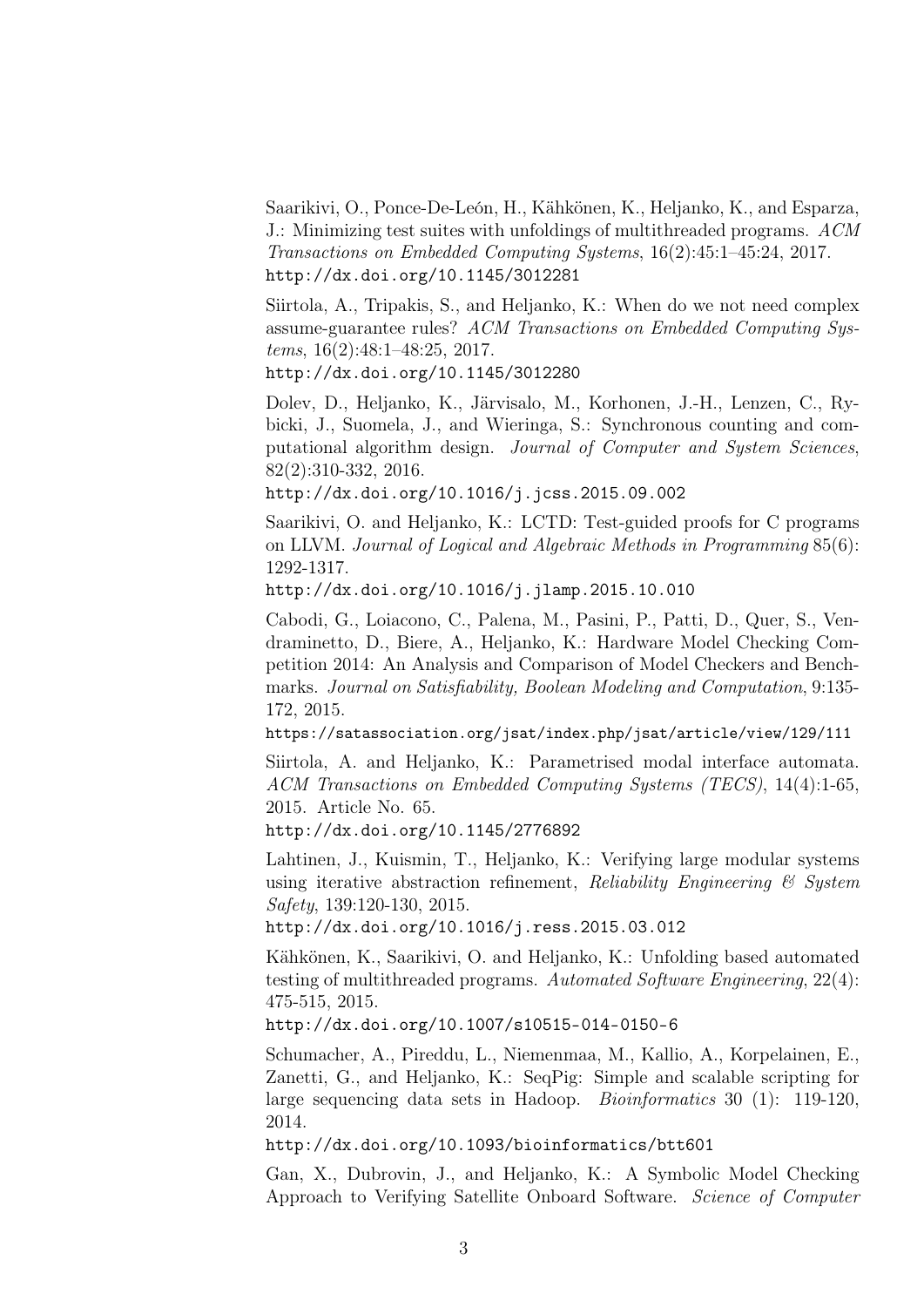Saarikivi, O., Ponce-De-León, H., Kähkönen, K., Heljanko, K., and Esparza, J.: Minimizing test suites with unfoldings of multithreaded programs. *ACM Transactions on Embedded Computing Systems*, 16(2):45:1–45:24, 2017.
http://dx.doi.org/10.1145/3012281

Siirtola, A., Tripakis, S., and Heljanko, K.: When do we not need complex assume-guarantee rules? *ACM Transactions on Embedded Computing Systems*, 16(2):48:1–48:25, 2017.
http://dx.doi.org/10.1145/3012280

Dolev, D., Heljanko, K., Järvisalo, M., Korhonen, J.-H., Lenzen, C., Rybicki, J., Suomela, J., and Wieringa, S.: Synchronous counting and computational algorithm design. *Journal of Computer and System Sciences*, 82(2):310-332, 2016.
http://dx.doi.org/10.1016/j.jcss.2015.09.002

Saarikivi, O. and Heljanko, K.: LCTD: Test-guided proofs for C programs on LLVM. *Journal of Logical and Algebraic Methods in Programming* 85(6): 1292-1317.
http://dx.doi.org/10.1016/j.jlamp.2015.10.010

Cabodi, G., Loiacono, C., Palena, M., Pasini, P., Patti, D., Quer, S., Vendraminetto, D., Biere, A., Heljanko, K.: Hardware Model Checking Competition 2014: An Analysis and Comparison of Model Checkers and Benchmarks. *Journal on Satisfiability, Boolean Modeling and Computation*, 9:135-172, 2015.
https://satassociation.org/jsat/index.php/jsat/article/view/129/111

Siirtola, A. and Heljanko, K.: Parametrised modal interface automata. *ACM Transactions on Embedded Computing Systems (TECS)*, 14(4):1-65, 2015. Article No. 65.
http://dx.doi.org/10.1145/2776892

Lahtinen, J., Kuismin, T., Heljanko, K.: Verifying large modular systems using iterative abstraction refinement, *Reliability Engineering & System Safety*, 139:120-130, 2015.
http://dx.doi.org/10.1016/j.ress.2015.03.012

Kähkönen, K., Saarikivi, O. and Heljanko, K.: Unfolding based automated testing of multithreaded programs. *Automated Software Engineering*, 22(4): 475-515, 2015.
http://dx.doi.org/10.1007/s10515-014-0150-6

Schumacher, A., Pireddu, L., Niemenmaa, M., Kallio, A., Korpelainen, E., Zanetti, G., and Heljanko, K.: SeqPig: Simple and scalable scripting for large sequencing data sets in Hadoop. *Bioinformatics* 30 (1): 119-120, 2014.
http://dx.doi.org/10.1093/bioinformatics/btt601

Gan, X., Dubrovin, J., and Heljanko, K.: A Symbolic Model Checking Approach to Verifying Satellite Onboard Software. *Science of Computer*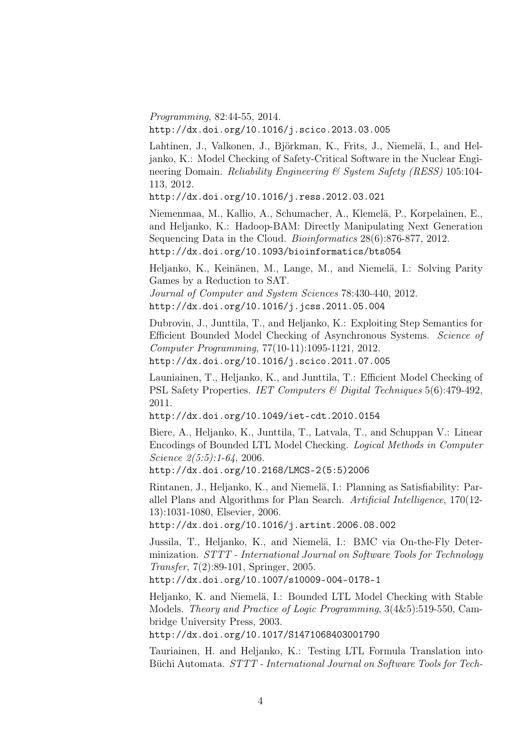*Programming*, 82:44-55, 2014.
http://dx.doi.org/10.1016/j.scico.2013.03.005

Lahtinen, J., Valkonen, J., Björkman, K., Frits, J., Niemelä, I., and Heljanko, K.: Model Checking of Safety-Critical Software in the Nuclear Engineering Domain. *Reliability Engineering & System Safety (RESS)* 105:104-113, 2012.
http://dx.doi.org/10.1016/j.ress.2012.03.021

Niemenmaa, M., Kallio, A., Schumacher, A., Klemelä, P., Korpelainen, E., and Heljanko, K.: Hadoop-BAM: Directly Manipulating Next Generation Sequencing Data in the Cloud. *Bioinformatics* 28(6):876-877, 2012.
http://dx.doi.org/10.1093/bioinformatics/bts054

Heljanko, K., Keinänen, M., Lange, M., and Niemelä, I.: Solving Parity Games by a Reduction to SAT.
*Journal of Computer and System Sciences* 78:430-440, 2012.
http://dx.doi.org/10.1016/j.jcss.2011.05.004

Dubrovin, J., Junttila, T., and Heljanko, K.: Exploiting Step Semantics for Efficient Bounded Model Checking of Asynchronous Systems. *Science of Computer Programming*, 77(10-11):1095-1121, 2012.
http://dx.doi.org/10.1016/j.scico.2011.07.005

Launiainen, T., Heljanko, K., and Junttila, T.: Efficient Model Checking of PSL Safety Properties. *IET Computers & Digital Techniques* 5(6):479-492, 2011.
http://dx.doi.org/10.1049/iet-cdt.2010.0154

Biere, A., Heljanko, K., Junttila, T., Latvala, T., and Schuppan V.: Linear Encodings of Bounded LTL Model Checking. *Logical Methods in Computer Science 2(5:5):1-64*, 2006.
http://dx.doi.org/10.2168/LMCS-2(5:5)2006

Rintanen, J., Heljanko, K., and Niemelä, I.: Planning as Satisfiability: Parallel Plans and Algorithms for Plan Search. *Artificial Intelligence*, 170(12-13):1031-1080, Elsevier, 2006.
http://dx.doi.org/10.1016/j.artint.2006.08.002

Jussila, T., Heljanko, K., and Niemelä, I.: BMC via On-the-Fly Determinization. *STTT - International Journal on Software Tools for Technology Transfer*, 7(2):89-101, Springer, 2005.
http://dx.doi.org/10.1007/s10009-004-0178-1

Heljanko, K. and Niemelä, I.: Bounded LTL Model Checking with Stable Models. *Theory and Practice of Logic Programming*, 3(4&5):519-550, Cambridge University Press, 2003.
http://dx.doi.org/10.1017/S1471068403001790

Tauriainen, H. and Heljanko, K.: Testing LTL Formula Translation into Büchi Automata. *STTT - International Journal on Software Tools for Tech-*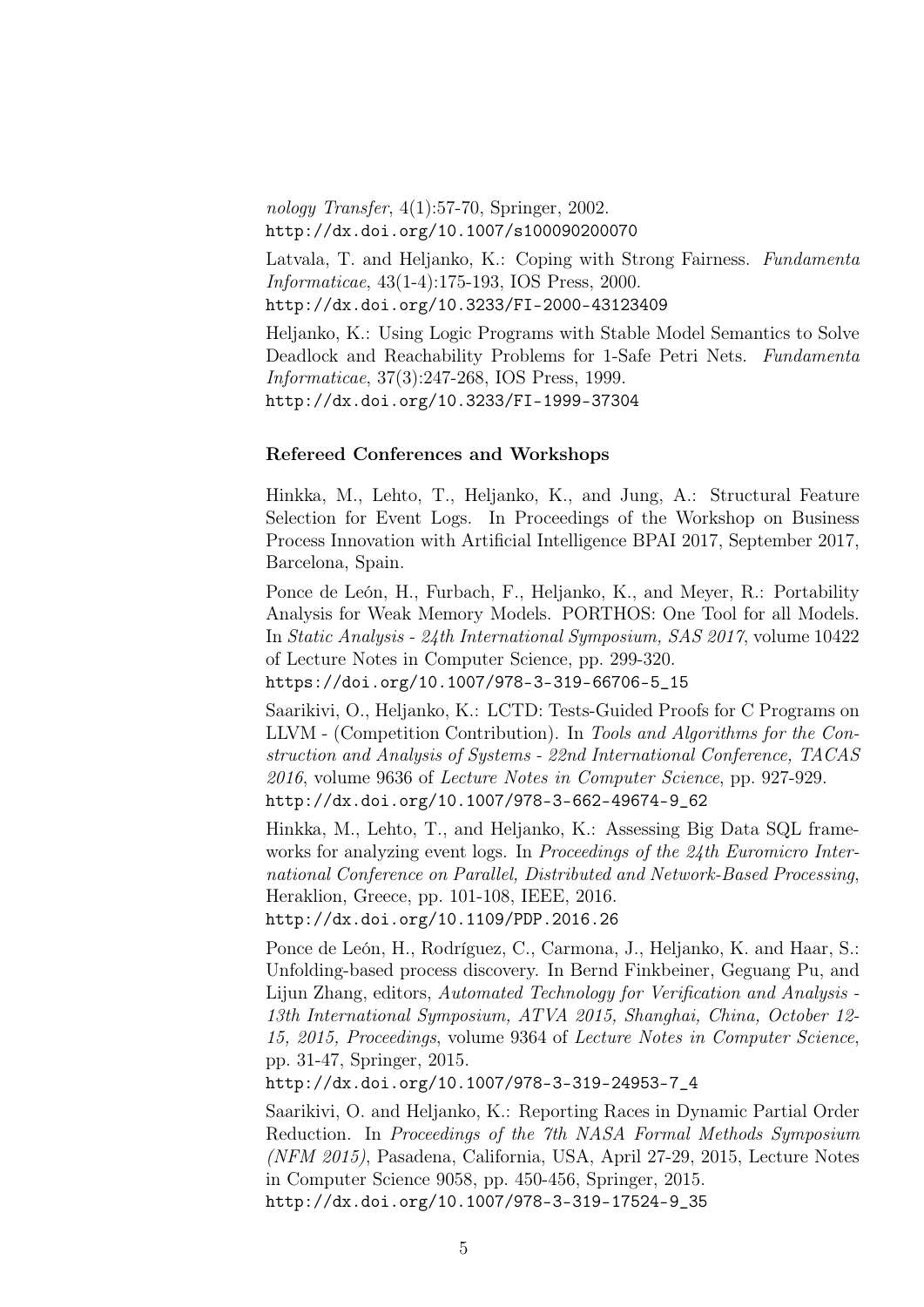*nology Transfer*, 4(1):57-70, Springer, 2002.
http://dx.doi.org/10.1007/s100090200070

Latvala, T. and Heljanko, K.: Coping with Strong Fairness. *Fundamenta Informaticae*, 43(1-4):175-193, IOS Press, 2000.
http://dx.doi.org/10.3233/FI-2000-43123409

Heljanko, K.: Using Logic Programs with Stable Model Semantics to Solve Deadlock and Reachability Problems for 1-Safe Petri Nets. *Fundamenta Informaticae*, 37(3):247-268, IOS Press, 1999.
http://dx.doi.org/10.3233/FI-1999-37304

### Refereed Conferences and Workshops

Hinkka, M., Lehto, T., Heljanko, K., and Jung, A.: Structural Feature Selection for Event Logs. In Proceedings of the Workshop on Business Process Innovation with Artificial Intelligence BPAI 2017, September 2017, Barcelona, Spain.

Ponce de León, H., Furbach, F., Heljanko, K., and Meyer, R.: Portability Analysis for Weak Memory Models. PORTHOS: One Tool for all Models. In *Static Analysis - 24th International Symposium, SAS 2017*, volume 10422 of Lecture Notes in Computer Science, pp. 299-320.
https://doi.org/10.1007/978-3-319-66706-5_15

Saarikivi, O., Heljanko, K.: LCTD: Tests-Guided Proofs for C Programs on LLVM - (Competition Contribution). In *Tools and Algorithms for the Construction and Analysis of Systems - 22nd International Conference, TACAS 2016*, volume 9636 of *Lecture Notes in Computer Science*, pp. 927-929.
http://dx.doi.org/10.1007/978-3-662-49674-9_62

Hinkka, M., Lehto, T., and Heljanko, K.: Assessing Big Data SQL frameworks for analyzing event logs. In *Proceedings of the 24th Euromicro International Conference on Parallel, Distributed and Network-Based Processing*, Heraklion, Greece, pp. 101-108, IEEE, 2016.
http://dx.doi.org/10.1109/PDP.2016.26

Ponce de León, H., Rodríguez, C., Carmona, J., Heljanko, K. and Haar, S.: Unfolding-based process discovery. In Bernd Finkbeiner, Geguang Pu, and Lijun Zhang, editors, *Automated Technology for Verification and Analysis - 13th International Symposium, ATVA 2015, Shanghai, China, October 12-15, 2015, Proceedings*, volume 9364 of *Lecture Notes in Computer Science*, pp. 31-47, Springer, 2015.
http://dx.doi.org/10.1007/978-3-319-24953-7_4

Saarikivi, O. and Heljanko, K.: Reporting Races in Dynamic Partial Order Reduction. In *Proceedings of the 7th NASA Formal Methods Symposium (NFM 2015)*, Pasadena, California, USA, April 27-29, 2015, Lecture Notes in Computer Science 9058, pp. 450-456, Springer, 2015.
http://dx.doi.org/10.1007/978-3-319-17524-9_35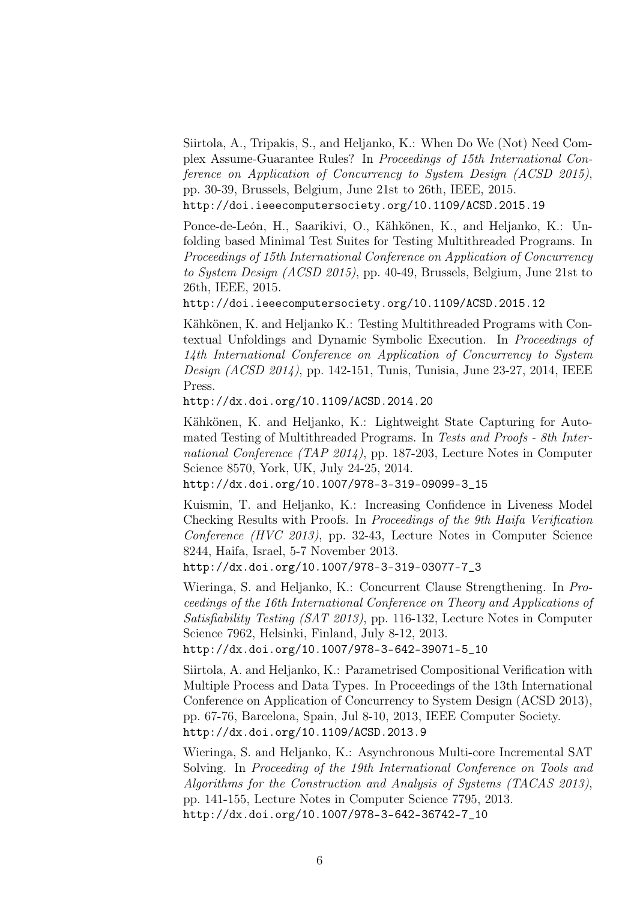Siirtola, A., Tripakis, S., and Heljanko, K.: When Do We (Not) Need Complex Assume-Guarantee Rules? In *Proceedings of 15th International Conference on Application of Concurrency to System Design (ACSD 2015)*, pp. 30-39, Brussels, Belgium, June 21st to 26th, IEEE, 2015.
`http://doi.ieeecomputersociety.org/10.1109/ACSD.2015.19`

Ponce-de-León, H., Saarikivi, O., Kähkönen, K., and Heljanko, K.: Unfolding based Minimal Test Suites for Testing Multithreaded Programs. In *Proceedings of 15th International Conference on Application of Concurrency to System Design (ACSD 2015)*, pp. 40-49, Brussels, Belgium, June 21st to 26th, IEEE, 2015.
`http://doi.ieeecomputersociety.org/10.1109/ACSD.2015.12`

Kähkönen, K. and Heljanko K.: Testing Multithreaded Programs with Contextual Unfoldings and Dynamic Symbolic Execution. In *Proceedings of 14th International Conference on Application of Concurrency to System Design (ACSD 2014)*, pp. 142-151, Tunis, Tunisia, June 23-27, 2014, IEEE Press.
`http://dx.doi.org/10.1109/ACSD.2014.20`

Kähkönen, K. and Heljanko, K.: Lightweight State Capturing for Automated Testing of Multithreaded Programs. In *Tests and Proofs - 8th International Conference (TAP 2014)*, pp. 187-203, Lecture Notes in Computer Science 8570, York, UK, July 24-25, 2014.
`http://dx.doi.org/10.1007/978-3-319-09099-3_15`

Kuismin, T. and Heljanko, K.: Increasing Confidence in Liveness Model Checking Results with Proofs. In *Proceedings of the 9th Haifa Verification Conference (HVC 2013)*, pp. 32-43, Lecture Notes in Computer Science 8244, Haifa, Israel, 5-7 November 2013.
`http://dx.doi.org/10.1007/978-3-319-03077-7_3`

Wieringa, S. and Heljanko, K.: Concurrent Clause Strengthening. In *Proceedings of the 16th International Conference on Theory and Applications of Satisfiability Testing (SAT 2013)*, pp. 116-132, Lecture Notes in Computer Science 7962, Helsinki, Finland, July 8-12, 2013.
`http://dx.doi.org/10.1007/978-3-642-39071-5_10`

Siirtola, A. and Heljanko, K.: Parametrised Compositional Verification with Multiple Process and Data Types. In Proceedings of the 13th International Conference on Application of Concurrency to System Design (ACSD 2013), pp. 67-76, Barcelona, Spain, Jul 8-10, 2013, IEEE Computer Society.
`http://dx.doi.org/10.1109/ACSD.2013.9`

Wieringa, S. and Heljanko, K.: Asynchronous Multi-core Incremental SAT Solving. In *Proceeding of the 19th International Conference on Tools and Algorithms for the Construction and Analysis of Systems (TACAS 2013)*, pp. 141-155, Lecture Notes in Computer Science 7795, 2013.
`http://dx.doi.org/10.1007/978-3-642-36742-7_10`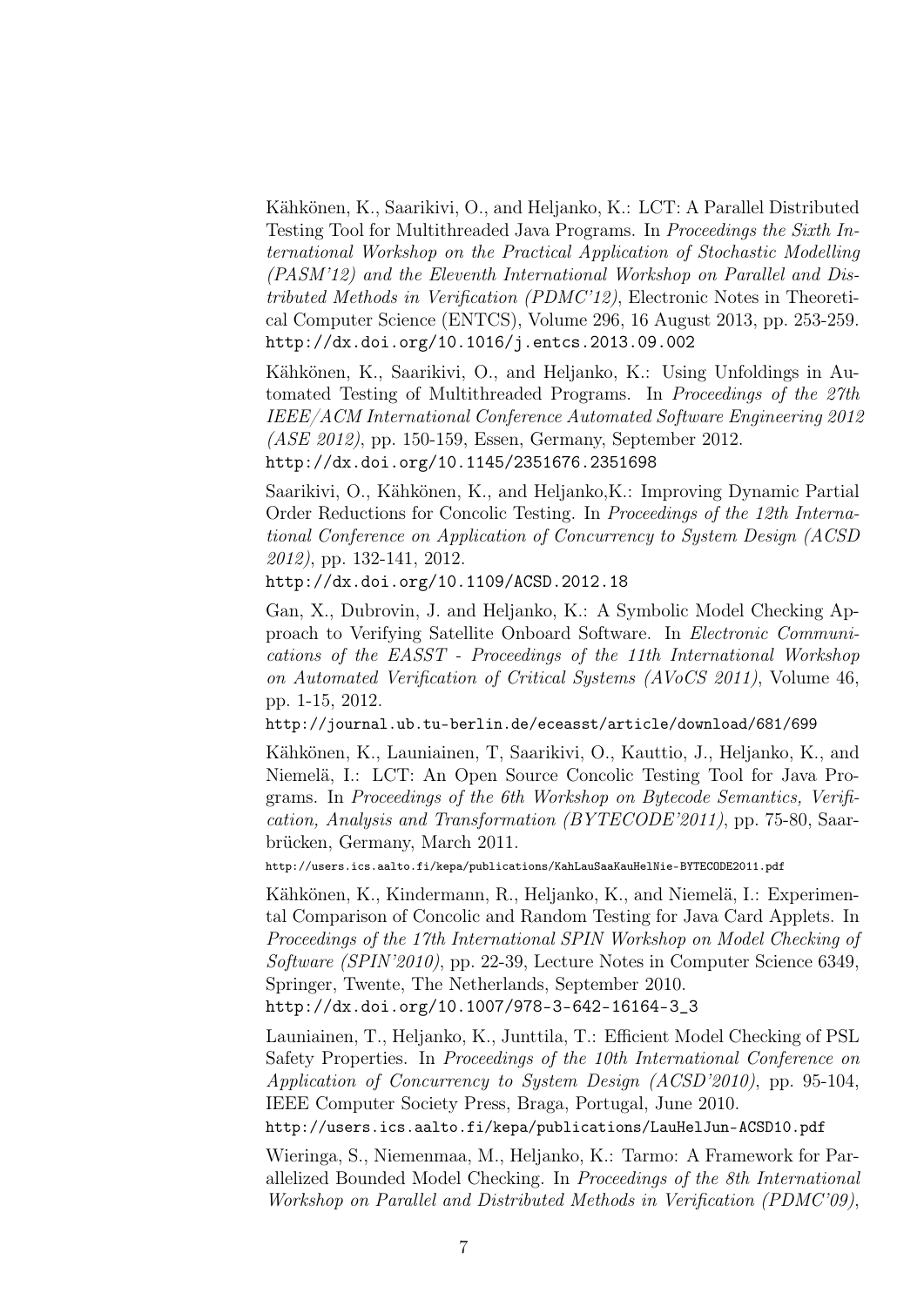Kähkönen, K., Saarikivi, O., and Heljanko, K.: LCT: A Parallel Distributed Testing Tool for Multithreaded Java Programs. In *Proceedings the Sixth International Workshop on the Practical Application of Stochastic Modelling (PASM'12) and the Eleventh International Workshop on Parallel and Distributed Methods in Verification (PDMC'12)*, Electronic Notes in Theoretical Computer Science (ENTCS), Volume 296, 16 August 2013, pp. 253-259. http://dx.doi.org/10.1016/j.entcs.2013.09.002

Kähkönen, K., Saarikivi, O., and Heljanko, K.: Using Unfoldings in Automated Testing of Multithreaded Programs. In *Proceedings of the 27th IEEE/ACM International Conference Automated Software Engineering 2012 (ASE 2012)*, pp. 150-159, Essen, Germany, September 2012. http://dx.doi.org/10.1145/2351676.2351698

Saarikivi, O., Kähkönen, K., and Heljanko,K.: Improving Dynamic Partial Order Reductions for Concolic Testing. In *Proceedings of the 12th International Conference on Application of Concurrency to System Design (ACSD 2012)*, pp. 132-141, 2012.
http://dx.doi.org/10.1109/ACSD.2012.18

Gan, X., Dubrovin, J. and Heljanko, K.: A Symbolic Model Checking Approach to Verifying Satellite Onboard Software. In *Electronic Communications of the EASST - Proceedings of the 11th International Workshop on Automated Verification of Critical Systems (AVoCS 2011)*, Volume 46, pp. 1-15, 2012.
http://journal.ub.tu-berlin.de/eceasst/article/download/681/699

Kähkönen, K., Launiainen, T, Saarikivi, O., Kauttio, J., Heljanko, K., and Niemelä, I.: LCT: An Open Source Concolic Testing Tool for Java Programs. In *Proceedings of the 6th Workshop on Bytecode Semantics, Verification, Analysis and Transformation (BYTECODE'2011)*, pp. 75-80, Saarbrücken, Germany, March 2011.
http://users.ics.aalto.fi/kepa/publications/KahLauSaaKauHelNie-BYTECODE2011.pdf

Kähkönen, K., Kindermann, R., Heljanko, K., and Niemelä, I.: Experimental Comparison of Concolic and Random Testing for Java Card Applets. In *Proceedings of the 17th International SPIN Workshop on Model Checking of Software (SPIN'2010)*, pp. 22-39, Lecture Notes in Computer Science 6349, Springer, Twente, The Netherlands, September 2010.
http://dx.doi.org/10.1007/978-3-642-16164-3_3

Launiainen, T., Heljanko, K., Junttila, T.: Efficient Model Checking of PSL Safety Properties. In *Proceedings of the 10th International Conference on Application of Concurrency to System Design (ACSD'2010)*, pp. 95-104, IEEE Computer Society Press, Braga, Portugal, June 2010.
http://users.ics.aalto.fi/kepa/publications/LauHelJun-ACSD10.pdf

Wieringa, S., Niemenmaa, M., Heljanko, K.: Tarmo: A Framework for Parallelized Bounded Model Checking. In *Proceedings of the 8th International Workshop on Parallel and Distributed Methods in Verification (PDMC'09)*,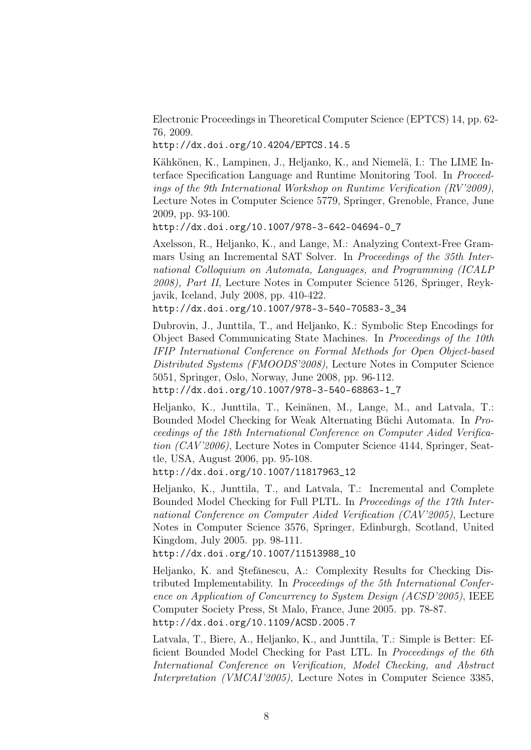Electronic Proceedings in Theoretical Computer Science (EPTCS) 14, pp. 62-76, 2009.
`http://dx.doi.org/10.4204/EPTCS.14.5`

Kähkönen, K., Lampinen, J., Heljanko, K., and Niemelä, I.: The LIME Interface Specification Language and Runtime Monitoring Tool. In *Proceedings of the 9th International Workshop on Runtime Verification (RV'2009)*, Lecture Notes in Computer Science 5779, Springer, Grenoble, France, June 2009, pp. 93-100.
`http://dx.doi.org/10.1007/978-3-642-04694-0_7`

Axelsson, R., Heljanko, K., and Lange, M.: Analyzing Context-Free Grammars Using an Incremental SAT Solver. In *Proceedings of the 35th International Colloquium on Automata, Languages, and Programming (ICALP 2008), Part II*, Lecture Notes in Computer Science 5126, Springer, Reykjavik, Iceland, July 2008, pp. 410-422.
`http://dx.doi.org/10.1007/978-3-540-70583-3_34`

Dubrovin, J., Junttila, T., and Heljanko, K.: Symbolic Step Encodings for Object Based Communicating State Machines. In *Proceedings of the 10th IFIP International Conference on Formal Methods for Open Object-based Distributed Systems (FMOODS'2008)*, Lecture Notes in Computer Science 5051, Springer, Oslo, Norway, June 2008, pp. 96-112.
`http://dx.doi.org/10.1007/978-3-540-68863-1_7`

Heljanko, K., Junttila, T., Keinänen, M., Lange, M., and Latvala, T.: Bounded Model Checking for Weak Alternating Büchi Automata. In *Proceedings of the 18th International Conference on Computer Aided Verification (CAV'2006)*, Lecture Notes in Computer Science 4144, Springer, Seattle, USA, August 2006, pp. 95-108.
`http://dx.doi.org/10.1007/11817963_12`

Heljanko, K., Junttila, T., and Latvala, T.: Incremental and Complete Bounded Model Checking for Full PLTL. In *Proceedings of the 17th International Conference on Computer Aided Verification (CAV'2005)*, Lecture Notes in Computer Science 3576, Springer, Edinburgh, Scotland, United Kingdom, July 2005. pp. 98-111.
`http://dx.doi.org/10.1007/11513988_10`

Heljanko, K. and Ştefănescu, A.: Complexity Results for Checking Distributed Implementability. In *Proceedings of the 5th International Conference on Application of Concurrency to System Design (ACSD'2005)*, IEEE Computer Society Press, St Malo, France, June 2005. pp. 78-87.
`http://dx.doi.org/10.1109/ACSD.2005.7`

Latvala, T., Biere, A., Heljanko, K., and Junttila, T.: Simple is Better: Efficient Bounded Model Checking for Past LTL. In *Proceedings of the 6th International Conference on Verification, Model Checking, and Abstract Interpretation (VMCAI'2005)*, Lecture Notes in Computer Science 3385,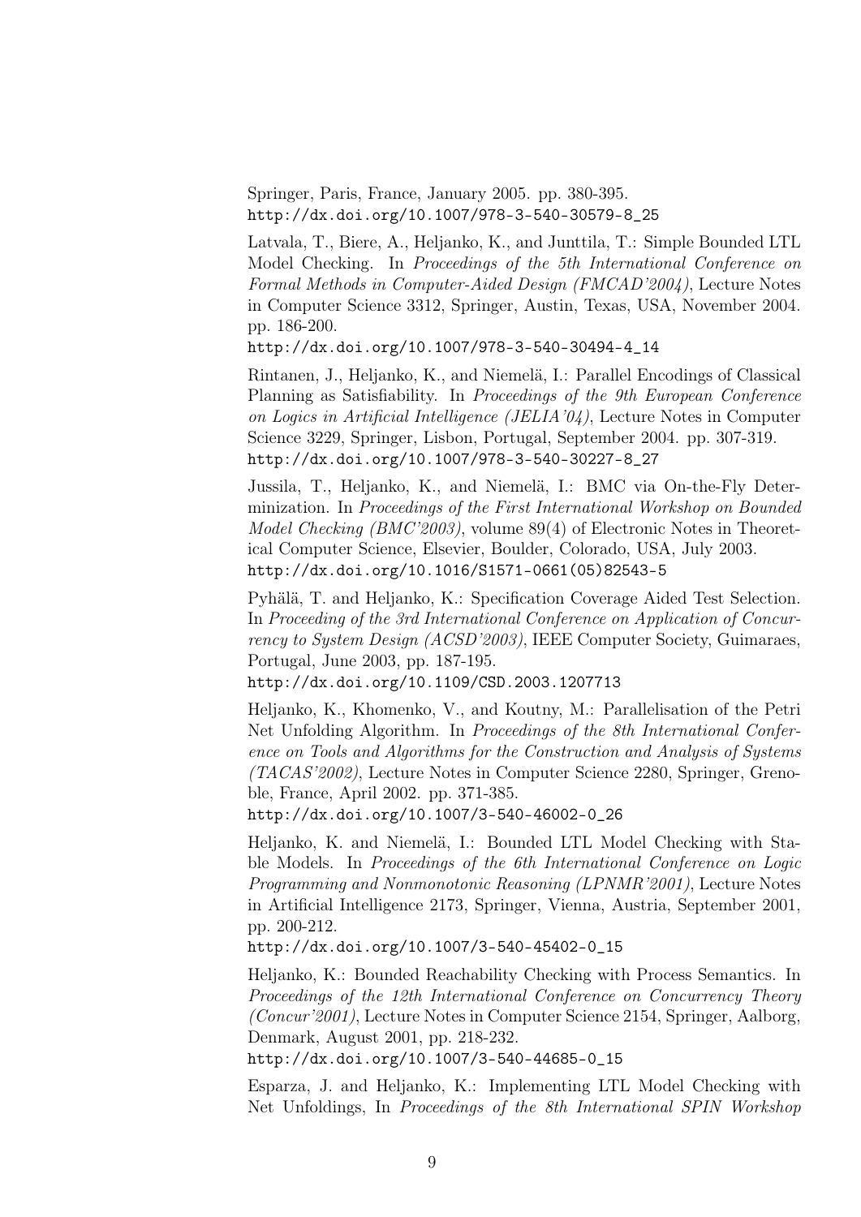Springer, Paris, France, January 2005. pp. 380-395.
http://dx.doi.org/10.1007/978-3-540-30579-8_25

Latvala, T., Biere, A., Heljanko, K., and Junttila, T.: Simple Bounded LTL Model Checking. In *Proceedings of the 5th International Conference on Formal Methods in Computer-Aided Design (FMCAD'2004)*, Lecture Notes in Computer Science 3312, Springer, Austin, Texas, USA, November 2004. pp. 186-200.
http://dx.doi.org/10.1007/978-3-540-30494-4_14

Rintanen, J., Heljanko, K., and Niemelä, I.: Parallel Encodings of Classical Planning as Satisfiability. In *Proceedings of the 9th European Conference on Logics in Artificial Intelligence (JELIA'04)*, Lecture Notes in Computer Science 3229, Springer, Lisbon, Portugal, September 2004. pp. 307-319.
http://dx.doi.org/10.1007/978-3-540-30227-8_27

Jussila, T., Heljanko, K., and Niemelä, I.: BMC via On-the-Fly Determinization. In *Proceedings of the First International Workshop on Bounded Model Checking (BMC'2003)*, volume 89(4) of Electronic Notes in Theoretical Computer Science, Elsevier, Boulder, Colorado, USA, July 2003.
http://dx.doi.org/10.1016/S1571-0661(05)82543-5

Pyhälä, T. and Heljanko, K.: Specification Coverage Aided Test Selection. In *Proceeding of the 3rd International Conference on Application of Concurrency to System Design (ACSD'2003)*, IEEE Computer Society, Guimaraes, Portugal, June 2003, pp. 187-195.
http://dx.doi.org/10.1109/CSD.2003.1207713

Heljanko, K., Khomenko, V., and Koutny, M.: Parallelisation of the Petri Net Unfolding Algorithm. In *Proceedings of the 8th International Conference on Tools and Algorithms for the Construction and Analysis of Systems (TACAS'2002)*, Lecture Notes in Computer Science 2280, Springer, Grenoble, France, April 2002. pp. 371-385.
http://dx.doi.org/10.1007/3-540-46002-0_26

Heljanko, K. and Niemelä, I.: Bounded LTL Model Checking with Stable Models. In *Proceedings of the 6th International Conference on Logic Programming and Nonmonotonic Reasoning (LPNMR'2001)*, Lecture Notes in Artificial Intelligence 2173, Springer, Vienna, Austria, September 2001, pp. 200-212.
http://dx.doi.org/10.1007/3-540-45402-0_15

Heljanko, K.: Bounded Reachability Checking with Process Semantics. In *Proceedings of the 12th International Conference on Concurrency Theory (Concur'2001)*, Lecture Notes in Computer Science 2154, Springer, Aalborg, Denmark, August 2001, pp. 218-232.
http://dx.doi.org/10.1007/3-540-44685-0_15

Esparza, J. and Heljanko, K.: Implementing LTL Model Checking with Net Unfoldings, In *Proceedings of the 8th International SPIN Workshop*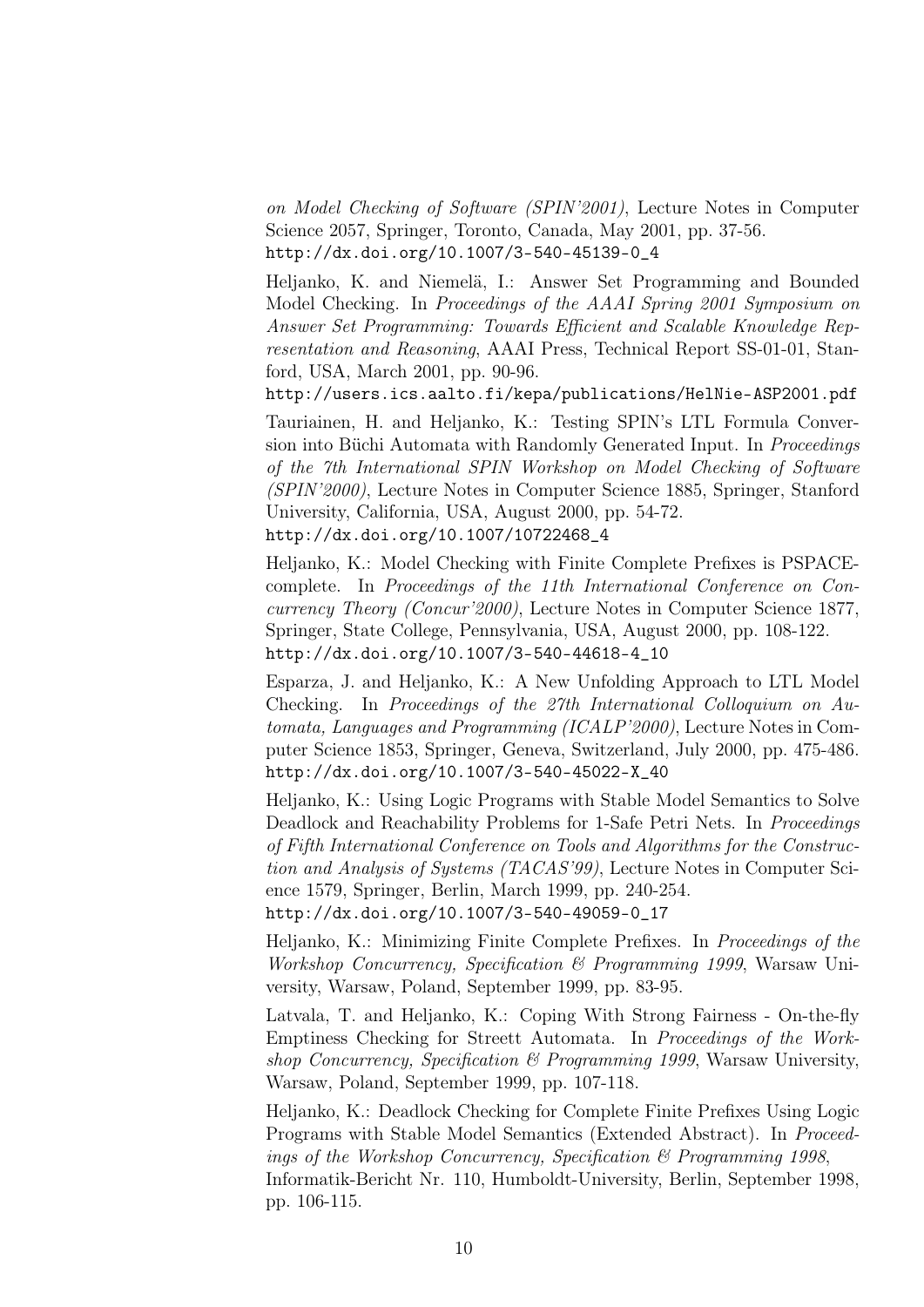*on Model Checking of Software (SPIN'2001)*, Lecture Notes in Computer Science 2057, Springer, Toronto, Canada, May 2001, pp. 37-56.
`http://dx.doi.org/10.1007/3-540-45139-0_4`

Heljanko, K. and Niemelä, I.: Answer Set Programming and Bounded Model Checking. In *Proceedings of the AAAI Spring 2001 Symposium on Answer Set Programming: Towards Efficient and Scalable Knowledge Representation and Reasoning*, AAAI Press, Technical Report SS-01-01, Stanford, USA, March 2001, pp. 90-96.
`http://users.ics.aalto.fi/kepa/publications/HelNie-ASP2001.pdf`

Tauriainen, H. and Heljanko, K.: Testing SPIN's LTL Formula Conversion into Büchi Automata with Randomly Generated Input. In *Proceedings of the 7th International SPIN Workshop on Model Checking of Software (SPIN'2000)*, Lecture Notes in Computer Science 1885, Springer, Stanford University, California, USA, August 2000, pp. 54-72.
`http://dx.doi.org/10.1007/10722468_4`

Heljanko, K.: Model Checking with Finite Complete Prefixes is PSPACE-complete. In *Proceedings of the 11th International Conference on Concurrency Theory (Concur'2000)*, Lecture Notes in Computer Science 1877, Springer, State College, Pennsylvania, USA, August 2000, pp. 108-122.
`http://dx.doi.org/10.1007/3-540-44618-4_10`

Esparza, J. and Heljanko, K.: A New Unfolding Approach to LTL Model Checking. In *Proceedings of the 27th International Colloquium on Automata, Languages and Programming (ICALP'2000)*, Lecture Notes in Computer Science 1853, Springer, Geneva, Switzerland, July 2000, pp. 475-486.
`http://dx.doi.org/10.1007/3-540-45022-X_40`

Heljanko, K.: Using Logic Programs with Stable Model Semantics to Solve Deadlock and Reachability Problems for 1-Safe Petri Nets. In *Proceedings of Fifth International Conference on Tools and Algorithms for the Construction and Analysis of Systems (TACAS'99)*, Lecture Notes in Computer Science 1579, Springer, Berlin, March 1999, pp. 240-254.
`http://dx.doi.org/10.1007/3-540-49059-0_17`

Heljanko, K.: Minimizing Finite Complete Prefixes. In *Proceedings of the Workshop Concurrency, Specification & Programming 1999*, Warsaw University, Warsaw, Poland, September 1999, pp. 83-95.

Latvala, T. and Heljanko, K.: Coping With Strong Fairness - On-the-fly Emptiness Checking for Streett Automata. In *Proceedings of the Workshop Concurrency, Specification & Programming 1999*, Warsaw University, Warsaw, Poland, September 1999, pp. 107-118.

Heljanko, K.: Deadlock Checking for Complete Finite Prefixes Using Logic Programs with Stable Model Semantics (Extended Abstract). In *Proceedings of the Workshop Concurrency, Specification & Programming 1998*, Informatik-Bericht Nr. 110, Humboldt-University, Berlin, September 1998, pp. 106-115.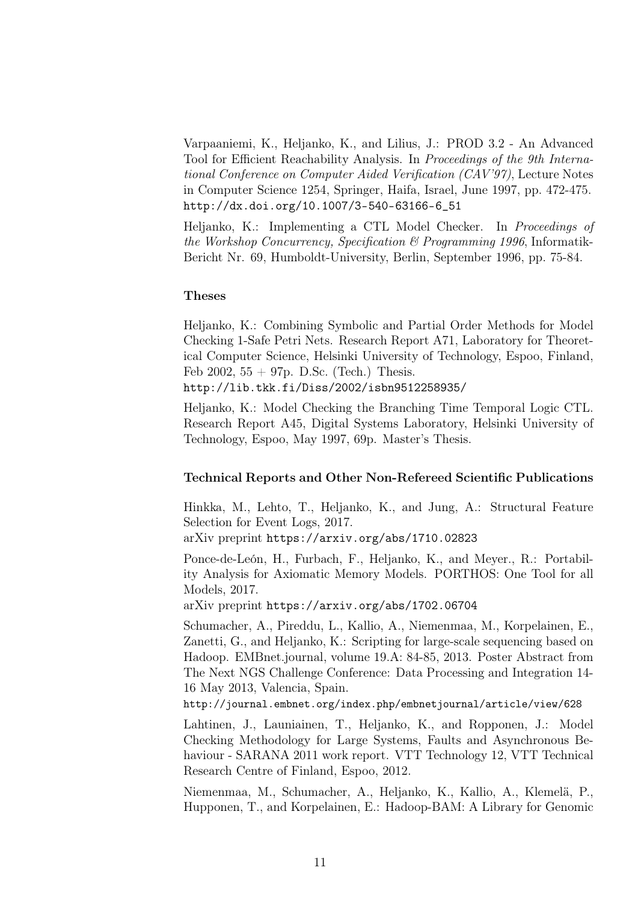Varpaaniemi, K., Heljanko, K., and Lilius, J.: PROD 3.2 - An Advanced Tool for Efficient Reachability Analysis. In *Proceedings of the 9th International Conference on Computer Aided Verification (CAV'97)*, Lecture Notes in Computer Science 1254, Springer, Haifa, Israel, June 1997, pp. 472-475. `http://dx.doi.org/10.1007/3-540-63166-6_51`

Heljanko, K.: Implementing a CTL Model Checker. In *Proceedings of the Workshop Concurrency, Specification & Programming 1996*, Informatik-Bericht Nr. 69, Humboldt-University, Berlin, September 1996, pp. 75-84.

### Theses

Heljanko, K.: Combining Symbolic and Partial Order Methods for Model Checking 1-Safe Petri Nets. Research Report A71, Laboratory for Theoretical Computer Science, Helsinki University of Technology, Espoo, Finland, Feb 2002, 55 + 97p. D.Sc. (Tech.) Thesis.
`http://lib.tkk.fi/Diss/2002/isbn9512258935/`

Heljanko, K.: Model Checking the Branching Time Temporal Logic CTL. Research Report A45, Digital Systems Laboratory, Helsinki University of Technology, Espoo, May 1997, 69p. Master's Thesis.

### Technical Reports and Other Non-Refereed Scientific Publications

Hinkka, M., Lehto, T., Heljanko, K., and Jung, A.: Structural Feature Selection for Event Logs, 2017.
arXiv preprint `https://arxiv.org/abs/1710.02823`

Ponce-de-León, H., Furbach, F., Heljanko, K., and Meyer., R.: Portability Analysis for Axiomatic Memory Models. PORTHOS: One Tool for all Models, 2017.
arXiv preprint `https://arxiv.org/abs/1702.06704`

Schumacher, A., Pireddu, L., Kallio, A., Niemenmaa, M., Korpelainen, E., Zanetti, G., and Heljanko, K.: Scripting for large-scale sequencing based on Hadoop. EMBnet.journal, volume 19.A: 84-85, 2013. Poster Abstract from The Next NGS Challenge Conference: Data Processing and Integration 14-16 May 2013, Valencia, Spain.
`http://journal.embnet.org/index.php/embnetjournal/article/view/628`

Lahtinen, J., Launiainen, T., Heljanko, K., and Ropponen, J.: Model Checking Methodology for Large Systems, Faults and Asynchronous Behaviour - SARANA 2011 work report. VTT Technology 12, VTT Technical Research Centre of Finland, Espoo, 2012.

Niemenmaa, M., Schumacher, A., Heljanko, K., Kallio, A., Klemelä, P., Hupponen, T., and Korpelainen, E.: Hadoop-BAM: A Library for Genomic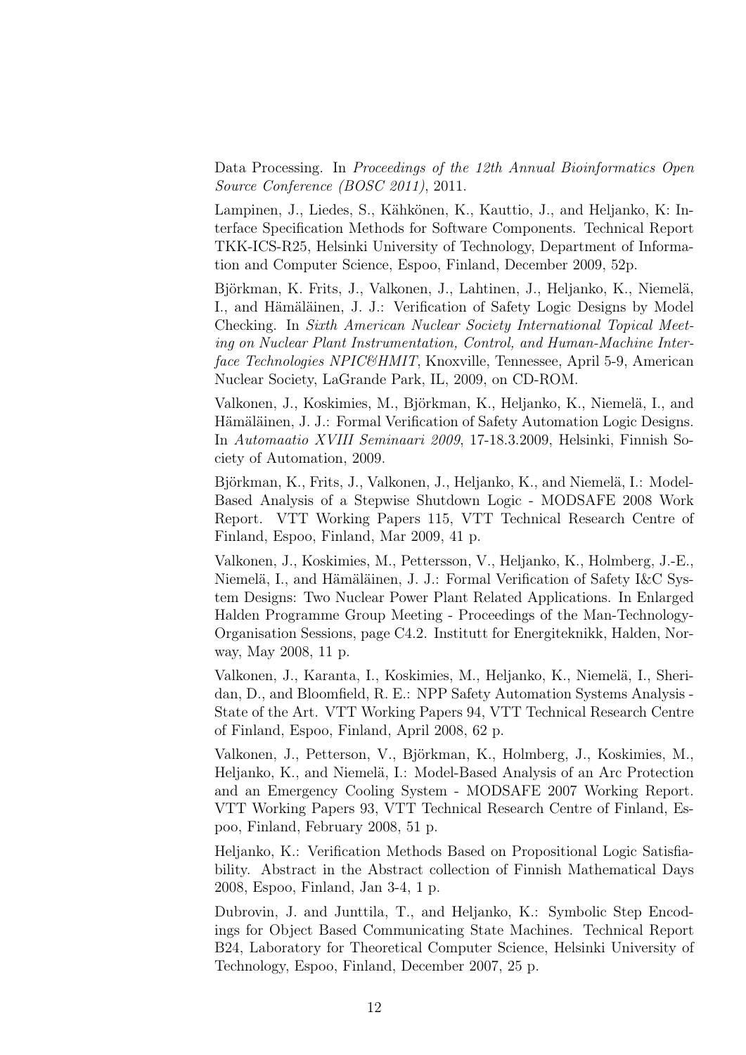Data Processing. In *Proceedings of the 12th Annual Bioinformatics Open Source Conference (BOSC 2011)*, 2011.

Lampinen, J., Liedes, S., Kähkönen, K., Kauttio, J., and Heljanko, K: Interface Specification Methods for Software Components. Technical Report TKK-ICS-R25, Helsinki University of Technology, Department of Information and Computer Science, Espoo, Finland, December 2009, 52p.

Björkman, K. Frits, J., Valkonen, J., Lahtinen, J., Heljanko, K., Niemelä, I., and Hämäläinen, J. J.: Verification of Safety Logic Designs by Model Checking. In *Sixth American Nuclear Society International Topical Meeting on Nuclear Plant Instrumentation, Control, and Human-Machine Interface Technologies NPIC&HMIT*, Knoxville, Tennessee, April 5-9, American Nuclear Society, LaGrande Park, IL, 2009, on CD-ROM.

Valkonen, J., Koskimies, M., Björkman, K., Heljanko, K., Niemelä, I., and Hämäläinen, J. J.: Formal Verification of Safety Automation Logic Designs. In *Automaatio XVIII Seminaari 2009*, 17-18.3.2009, Helsinki, Finnish Society of Automation, 2009.

Björkman, K., Frits, J., Valkonen, J., Heljanko, K., and Niemelä, I.: Model-Based Analysis of a Stepwise Shutdown Logic - MODSAFE 2008 Work Report. VTT Working Papers 115, VTT Technical Research Centre of Finland, Espoo, Finland, Mar 2009, 41 p.

Valkonen, J., Koskimies, M., Pettersson, V., Heljanko, K., Holmberg, J.-E., Niemelä, I., and Hämäläinen, J. J.: Formal Verification of Safety I&C System Designs: Two Nuclear Power Plant Related Applications. In Enlarged Halden Programme Group Meeting - Proceedings of the Man-Technology-Organisation Sessions, page C4.2. Institutt for Energiteknikk, Halden, Norway, May 2008, 11 p.

Valkonen, J., Karanta, I., Koskimies, M., Heljanko, K., Niemelä, I., Sheridan, D., and Bloomfield, R. E.: NPP Safety Automation Systems Analysis - State of the Art. VTT Working Papers 94, VTT Technical Research Centre of Finland, Espoo, Finland, April 2008, 62 p.

Valkonen, J., Petterson, V., Björkman, K., Holmberg, J., Koskimies, M., Heljanko, K., and Niemelä, I.: Model-Based Analysis of an Arc Protection and an Emergency Cooling System - MODSAFE 2007 Working Report. VTT Working Papers 93, VTT Technical Research Centre of Finland, Espoo, Finland, February 2008, 51 p.

Heljanko, K.: Verification Methods Based on Propositional Logic Satisfiability. Abstract in the Abstract collection of Finnish Mathematical Days 2008, Espoo, Finland, Jan 3-4, 1 p.

Dubrovin, J. and Junttila, T., and Heljanko, K.: Symbolic Step Encodings for Object Based Communicating State Machines. Technical Report B24, Laboratory for Theoretical Computer Science, Helsinki University of Technology, Espoo, Finland, December 2007, 25 p.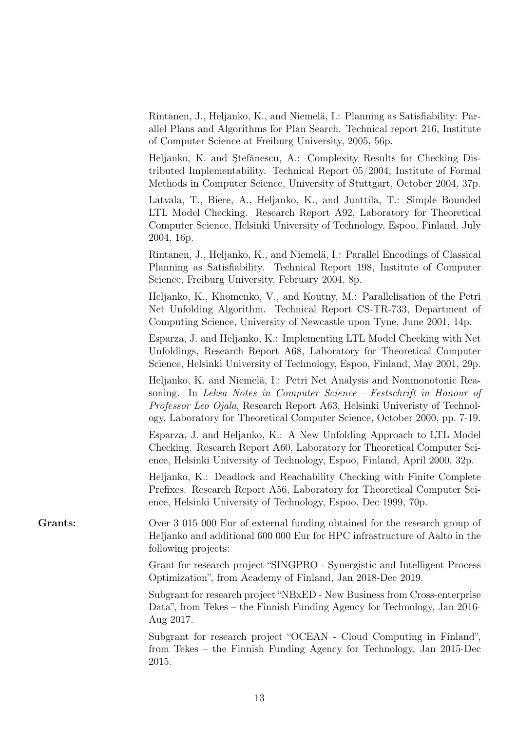Rintanen, J., Heljanko, K., and Niemelä, I.: Planning as Satisfiability: Parallel Plans and Algorithms for Plan Search. Technical report 216, Institute of Computer Science at Freiburg University, 2005, 56p.

Heljanko, K. and Ştefănescu, A.: Complexity Results for Checking Distributed Implementability. Technical Report 05/2004, Institute of Formal Methods in Computer Science, University of Stuttgart, October 2004, 37p.

Latvala, T., Biere, A., Heljanko, K., and Junttila, T.: Simple Bounded LTL Model Checking. Research Report A92, Laboratory for Theoretical Computer Science, Helsinki University of Technology, Espoo, Finland, July 2004, 16p.

Rintanen, J., Heljanko, K., and Niemelä, I.: Parallel Encodings of Classical Planning as Satisfiability. Technical Report 198, Institute of Computer Science, Freiburg University, February 2004, 8p.

Heljanko, K., Khomenko, V., and Koutny, M.: Parallelisation of the Petri Net Unfolding Algorithm. Technical Report CS-TR-733, Department of Computing Science, University of Newcastle upon Tyne, June 2001, 14p.

Esparza, J. and Heljanko, K.: Implementing LTL Model Checking with Net Unfoldings, Research Report A68, Laboratory for Theoretical Computer Science, Helsinki University of Technology, Espoo, Finland, May 2001, 29p.

Heljanko, K. and Niemelä, I.: Petri Net Analysis and Nonmonotonic Reasoning. In *Leksa Notes in Computer Science - Festschrift in Honour of Professor Leo Ojala*, Research Report A63, Helsinki Univeristy of Technology, Laboratory for Theoretical Computer Science, October 2000, pp. 7-19.

Esparza, J. and Heljanko, K.: A New Unfolding Approach to LTL Model Checking. Research Report A60, Laboratory for Theoretical Computer Science, Helsinki University of Technology, Espoo, Finland, April 2000, 32p.

Heljanko, K.: Deadlock and Reachability Checking with Finite Complete Prefixes. Research Report A56, Laboratory for Theoretical Computer Science, Helsinki University of Technology, Espoo, Dec 1999, 70p.

**Grants:** Over 3 015 000 Eur of external funding obtained for the research group of Heljanko and additional 600 000 Eur for HPC infrastructure of Aalto in the following projects:

Grant for research project "SINGPRO - Synergistic and Intelligent Process Optimization", from Academy of Finland, Jan 2018-Dec 2019.

Subgrant for research project "NBxED - New Business from Cross-enterprise Data", from Tekes – the Finnish Funding Agency for Technology, Jan 2016-Aug 2017.

Subgrant for research project "OCEAN - Cloud Computing in Finland", from Tekes – the Finnish Funding Agency for Technology, Jan 2015-Dec 2015.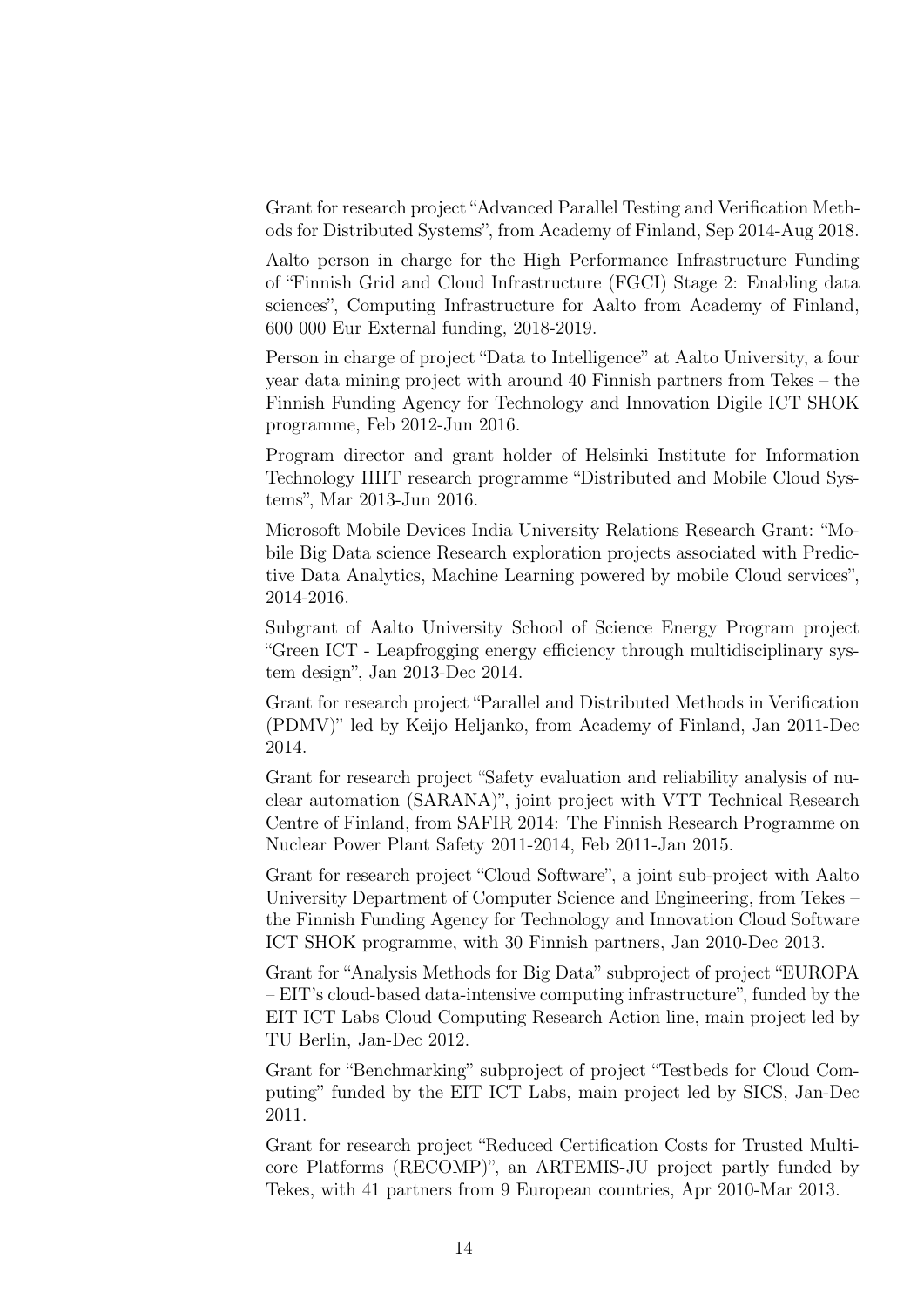Grant for research project "Advanced Parallel Testing and Verification Methods for Distributed Systems", from Academy of Finland, Sep 2014-Aug 2018.

Aalto person in charge for the High Performance Infrastructure Funding of "Finnish Grid and Cloud Infrastructure (FGCI) Stage 2: Enabling data sciences", Computing Infrastructure for Aalto from Academy of Finland, 600 000 Eur External funding, 2018-2019.

Person in charge of project "Data to Intelligence" at Aalto University, a four year data mining project with around 40 Finnish partners from Tekes – the Finnish Funding Agency for Technology and Innovation Digile ICT SHOK programme, Feb 2012-Jun 2016.

Program director and grant holder of Helsinki Institute for Information Technology HIIT research programme "Distributed and Mobile Cloud Systems", Mar 2013-Jun 2016.

Microsoft Mobile Devices India University Relations Research Grant: "Mobile Big Data science Research exploration projects associated with Predictive Data Analytics, Machine Learning powered by mobile Cloud services", 2014-2016.

Subgrant of Aalto University School of Science Energy Program project "Green ICT - Leapfrogging energy efficiency through multidisciplinary system design", Jan 2013-Dec 2014.

Grant for research project "Parallel and Distributed Methods in Verification (PDMV)" led by Keijo Heljanko, from Academy of Finland, Jan 2011-Dec 2014.

Grant for research project "Safety evaluation and reliability analysis of nuclear automation (SARANA)", joint project with VTT Technical Research Centre of Finland, from SAFIR 2014: The Finnish Research Programme on Nuclear Power Plant Safety 2011-2014, Feb 2011-Jan 2015.

Grant for research project "Cloud Software", a joint sub-project with Aalto University Department of Computer Science and Engineering, from Tekes – the Finnish Funding Agency for Technology and Innovation Cloud Software ICT SHOK programme, with 30 Finnish partners, Jan 2010-Dec 2013.

Grant for "Analysis Methods for Big Data" subproject of project "EUROPA – EIT's cloud-based data-intensive computing infrastructure", funded by the EIT ICT Labs Cloud Computing Research Action line, main project led by TU Berlin, Jan-Dec 2012.

Grant for "Benchmarking" subproject of project "Testbeds for Cloud Computing" funded by the EIT ICT Labs, main project led by SICS, Jan-Dec 2011.

Grant for research project "Reduced Certification Costs for Trusted Multi-core Platforms (RECOMP)", an ARTEMIS-JU project partly funded by Tekes, with 41 partners from 9 European countries, Apr 2010-Mar 2013.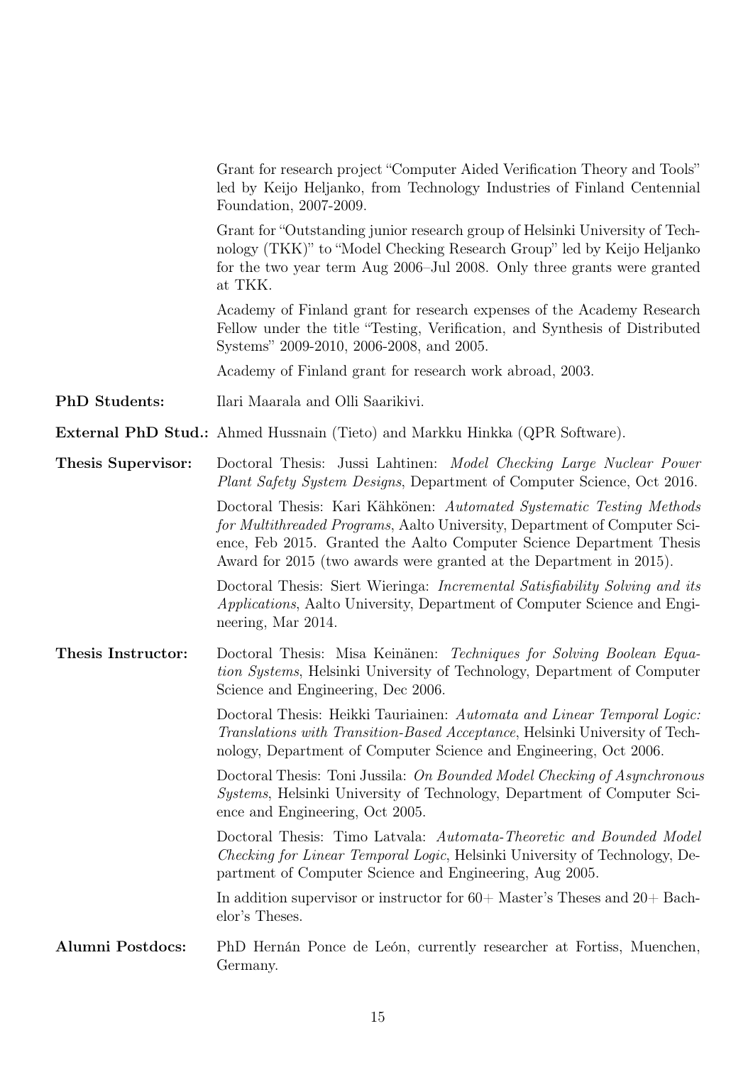Grant for research project "Computer Aided Verification Theory and Tools" led by Keijo Heljanko, from Technology Industries of Finland Centennial Foundation, 2007-2009.

Grant for "Outstanding junior research group of Helsinki University of Technology (TKK)" to "Model Checking Research Group" led by Keijo Heljanko for the two year term Aug 2006–Jul 2008. Only three grants were granted at TKK.

Academy of Finland grant for research expenses of the Academy Research Fellow under the title "Testing, Verification, and Synthesis of Distributed Systems" 2009-2010, 2006-2008, and 2005.

Academy of Finland grant for research work abroad, 2003.

**PhD Students:** Ilari Maarala and Olli Saarikivi.

**External PhD Stud.:** Ahmed Hussnain (Tieto) and Markku Hinkka (QPR Software).

**Thesis Supervisor:** Doctoral Thesis: Jussi Lahtinen: *Model Checking Large Nuclear Power Plant Safety System Designs*, Department of Computer Science, Oct 2016.

Doctoral Thesis: Kari Kähkönen: *Automated Systematic Testing Methods for Multithreaded Programs*, Aalto University, Department of Computer Science, Feb 2015. Granted the Aalto Computer Science Department Thesis Award for 2015 (two awards were granted at the Department in 2015).

Doctoral Thesis: Siert Wieringa: *Incremental Satisfiability Solving and its Applications*, Aalto University, Department of Computer Science and Engineering, Mar 2014.

**Thesis Instructor:** Doctoral Thesis: Misa Keinänen: *Techniques for Solving Boolean Equation Systems*, Helsinki University of Technology, Department of Computer Science and Engineering, Dec 2006.

Doctoral Thesis: Heikki Tauriainen: *Automata and Linear Temporal Logic: Translations with Transition-Based Acceptance*, Helsinki University of Technology, Department of Computer Science and Engineering, Oct 2006.

Doctoral Thesis: Toni Jussila: *On Bounded Model Checking of Asynchronous Systems*, Helsinki University of Technology, Department of Computer Science and Engineering, Oct 2005.

Doctoral Thesis: Timo Latvala: *Automata-Theoretic and Bounded Model Checking for Linear Temporal Logic*, Helsinki University of Technology, Department of Computer Science and Engineering, Aug 2005.

In addition supervisor or instructor for 60+ Master's Theses and 20+ Bachelor's Theses.

**Alumni Postdocs:** PhD Hernán Ponce de León, currently researcher at Fortiss, Muenchen, Germany.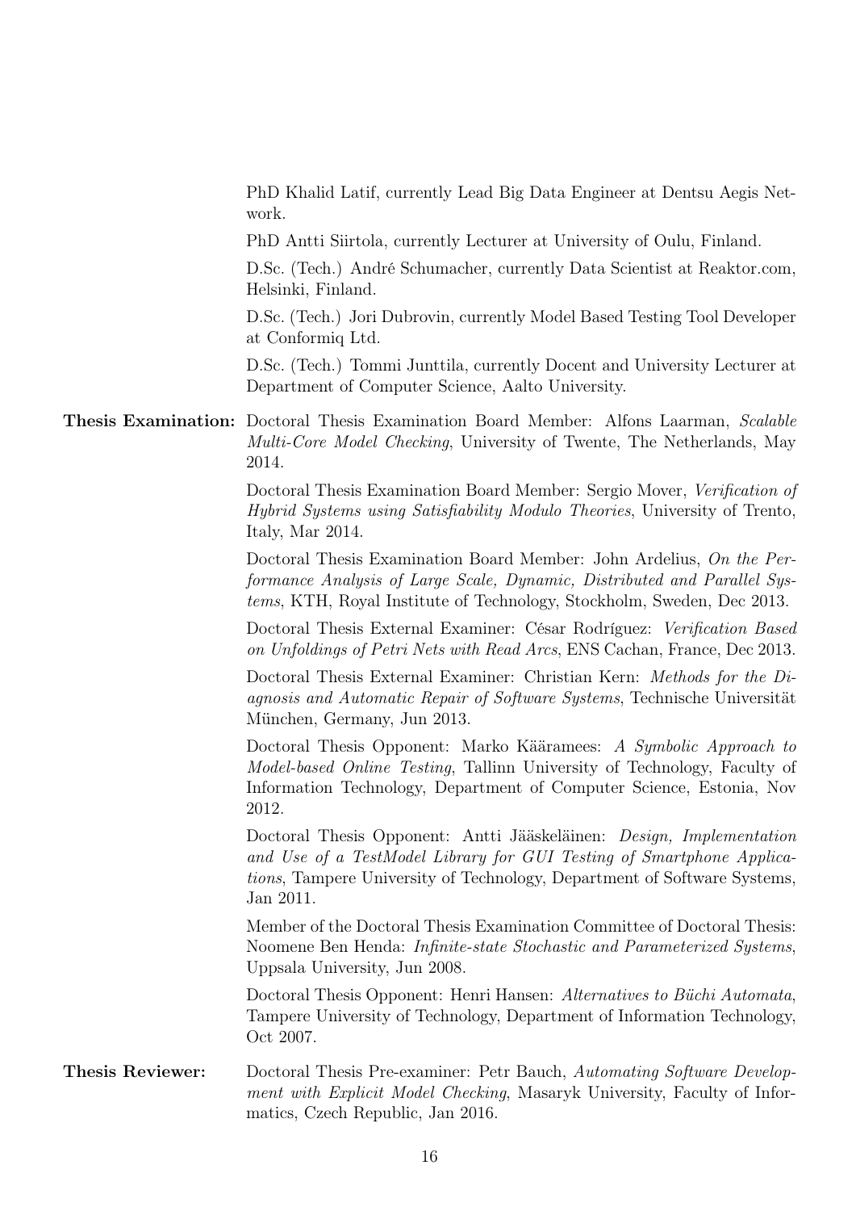PhD Khalid Latif, currently Lead Big Data Engineer at Dentsu Aegis Network.

PhD Antti Siirtola, currently Lecturer at University of Oulu, Finland.

D.Sc. (Tech.) André Schumacher, currently Data Scientist at Reaktor.com, Helsinki, Finland.

D.Sc. (Tech.) Jori Dubrovin, currently Model Based Testing Tool Developer at Conformiq Ltd.

D.Sc. (Tech.) Tommi Junttila, currently Docent and University Lecturer at Department of Computer Science, Aalto University.

**Thesis Examination:** Doctoral Thesis Examination Board Member: Alfons Laarman, *Scalable Multi-Core Model Checking*, University of Twente, The Netherlands, May 2014.

Doctoral Thesis Examination Board Member: Sergio Mover, *Verification of Hybrid Systems using Satisfiability Modulo Theories*, University of Trento, Italy, Mar 2014.

Doctoral Thesis Examination Board Member: John Ardelius, *On the Performance Analysis of Large Scale, Dynamic, Distributed and Parallel Systems*, KTH, Royal Institute of Technology, Stockholm, Sweden, Dec 2013.

Doctoral Thesis External Examiner: César Rodríguez: *Verification Based on Unfoldings of Petri Nets with Read Arcs*, ENS Cachan, France, Dec 2013.

Doctoral Thesis External Examiner: Christian Kern: *Methods for the Diagnosis and Automatic Repair of Software Systems*, Technische Universität München, Germany, Jun 2013.

Doctoral Thesis Opponent: Marko Kääramees: *A Symbolic Approach to Model-based Online Testing*, Tallinn University of Technology, Faculty of Information Technology, Department of Computer Science, Estonia, Nov 2012.

Doctoral Thesis Opponent: Antti Jääskeläinen: *Design, Implementation and Use of a TestModel Library for GUI Testing of Smartphone Applications*, Tampere University of Technology, Department of Software Systems, Jan 2011.

Member of the Doctoral Thesis Examination Committee of Doctoral Thesis: Noomene Ben Henda: *Infinite-state Stochastic and Parameterized Systems*, Uppsala University, Jun 2008.

Doctoral Thesis Opponent: Henri Hansen: *Alternatives to Büchi Automata*, Tampere University of Technology, Department of Information Technology, Oct 2007.

**Thesis Reviewer:** Doctoral Thesis Pre-examiner: Petr Bauch, *Automating Software Development with Explicit Model Checking*, Masaryk University, Faculty of Informatics, Czech Republic, Jan 2016.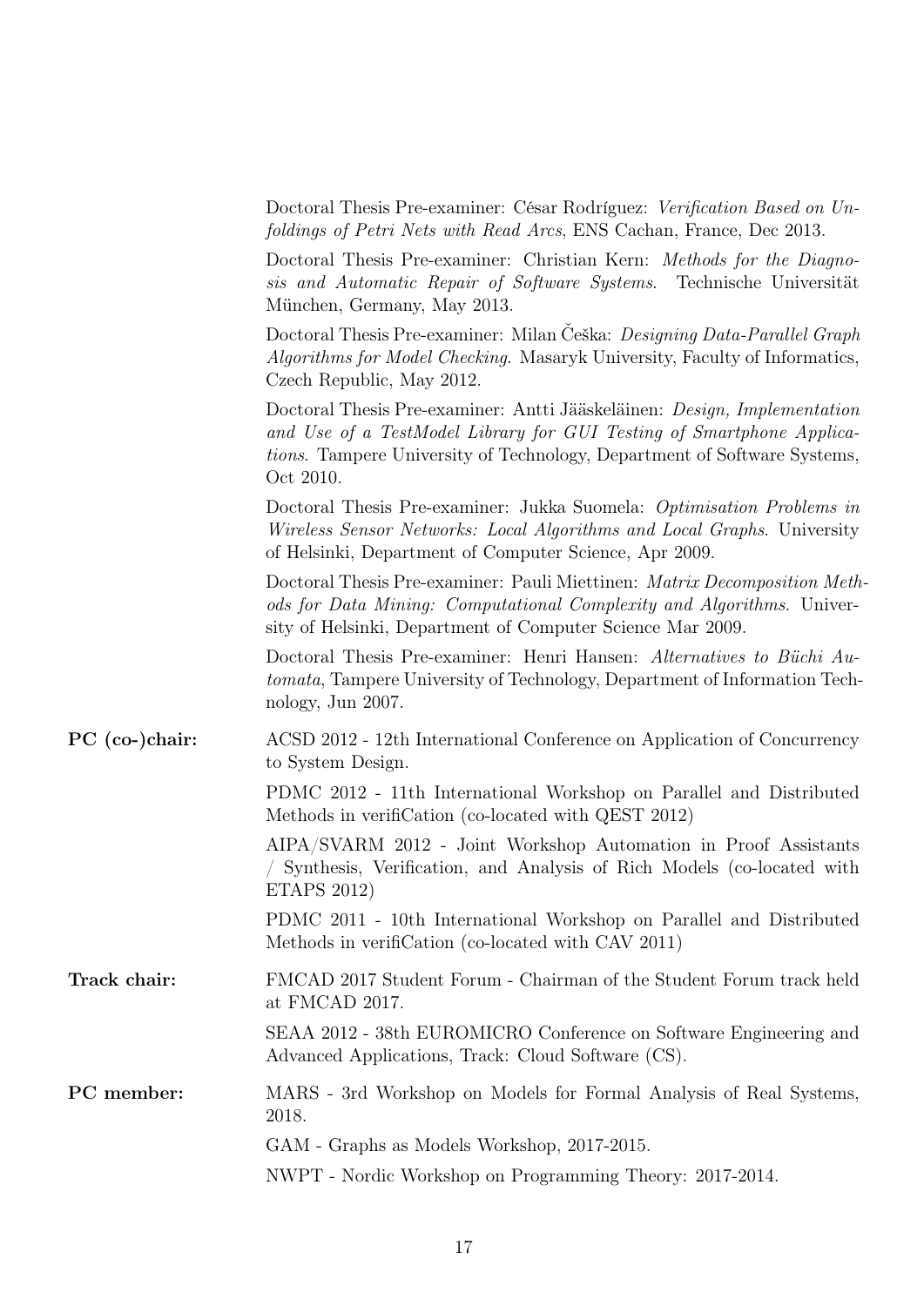Doctoral Thesis Pre-examiner: César Rodríguez: *Verification Based on Unfoldings of Petri Nets with Read Arcs*, ENS Cachan, France, Dec 2013.

Doctoral Thesis Pre-examiner: Christian Kern: *Methods for the Diagnosis and Automatic Repair of Software Systems*. Technische Universität München, Germany, May 2013.

Doctoral Thesis Pre-examiner: Milan Češka: *Designing Data-Parallel Graph Algorithms for Model Checking*. Masaryk University, Faculty of Informatics, Czech Republic, May 2012.

Doctoral Thesis Pre-examiner: Antti Jääskeläinen: *Design, Implementation and Use of a TestModel Library for GUI Testing of Smartphone Applications*. Tampere University of Technology, Department of Software Systems, Oct 2010.

Doctoral Thesis Pre-examiner: Jukka Suomela: *Optimisation Problems in Wireless Sensor Networks: Local Algorithms and Local Graphs*. University of Helsinki, Department of Computer Science, Apr 2009.

Doctoral Thesis Pre-examiner: Pauli Miettinen: *Matrix Decomposition Methods for Data Mining: Computational Complexity and Algorithms*. University of Helsinki, Department of Computer Science Mar 2009.

Doctoral Thesis Pre-examiner: Henri Hansen: *Alternatives to Büchi Automata*, Tampere University of Technology, Department of Information Technology, Jun 2007.

**PC (co-)chair:**

ACSD 2012 - 12th International Conference on Application of Concurrency to System Design.

PDMC 2012 - 11th International Workshop on Parallel and Distributed Methods in verifiCation (co-located with QEST 2012)

AIPA/SVARM 2012 - Joint Workshop Automation in Proof Assistants / Synthesis, Verification, and Analysis of Rich Models (co-located with ETAPS 2012)

PDMC 2011 - 10th International Workshop on Parallel and Distributed Methods in verifiCation (co-located with CAV 2011)

**Track chair:**

FMCAD 2017 Student Forum - Chairman of the Student Forum track held at FMCAD 2017.

SEAA 2012 - 38th EUROMICRO Conference on Software Engineering and Advanced Applications, Track: Cloud Software (CS).

**PC member:**

MARS - 3rd Workshop on Models for Formal Analysis of Real Systems, 2018.

GAM - Graphs as Models Workshop, 2017-2015.

NWPT - Nordic Workshop on Programming Theory: 2017-2014.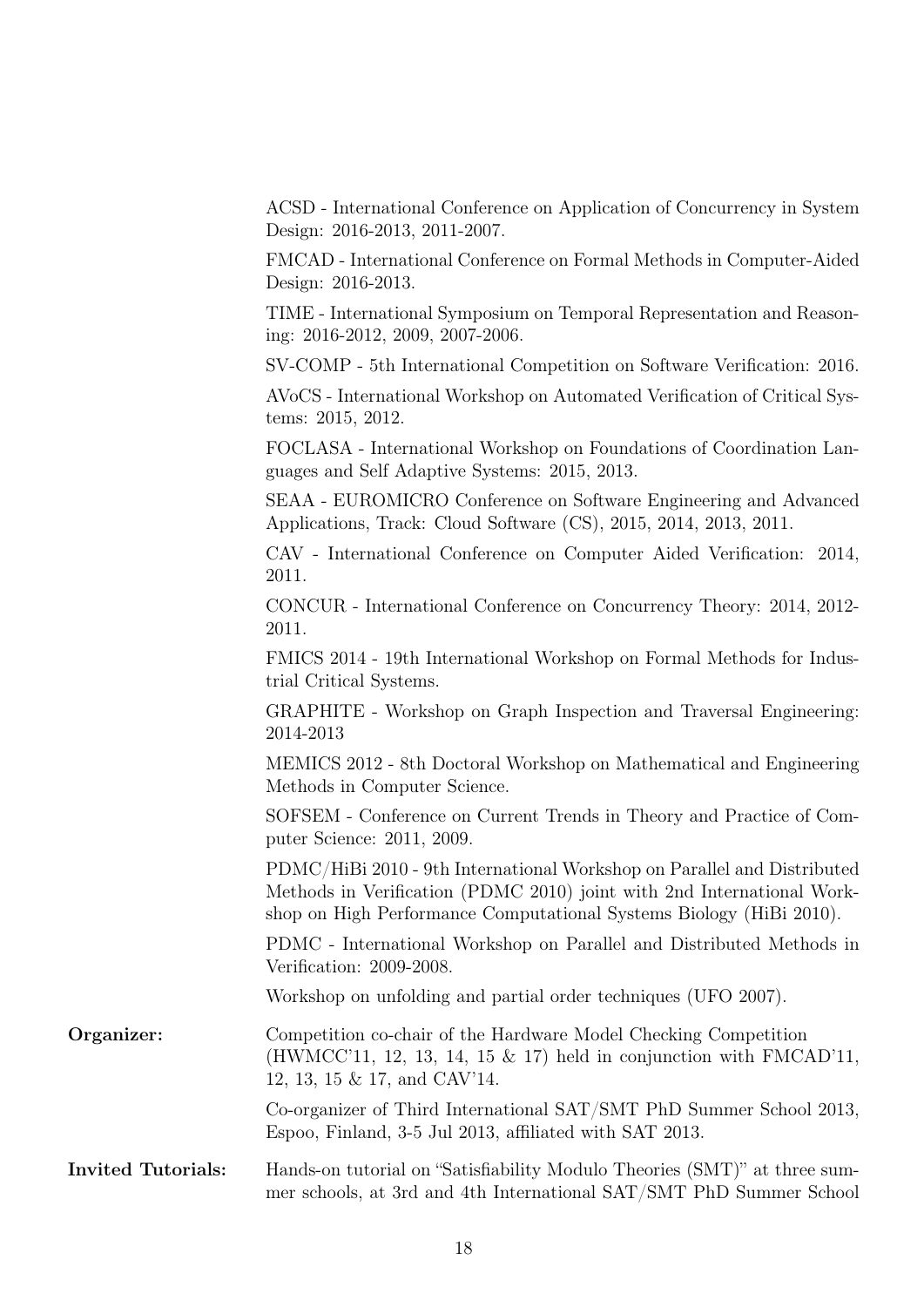ACSD - International Conference on Application of Concurrency in System Design: 2016-2013, 2011-2007.

FMCAD - International Conference on Formal Methods in Computer-Aided Design: 2016-2013.

TIME - International Symposium on Temporal Representation and Reasoning: 2016-2012, 2009, 2007-2006.

SV-COMP - 5th International Competition on Software Verification: 2016.

AVoCS - International Workshop on Automated Verification of Critical Systems: 2015, 2012.

FOCLASA - International Workshop on Foundations of Coordination Languages and Self Adaptive Systems: 2015, 2013.

SEAA - EUROMICRO Conference on Software Engineering and Advanced Applications, Track: Cloud Software (CS), 2015, 2014, 2013, 2011.

CAV - International Conference on Computer Aided Verification: 2014, 2011.

CONCUR - International Conference on Concurrency Theory: 2014, 2012-2011.

FMICS 2014 - 19th International Workshop on Formal Methods for Industrial Critical Systems.

GRAPHITE - Workshop on Graph Inspection and Traversal Engineering: 2014-2013

MEMICS 2012 - 8th Doctoral Workshop on Mathematical and Engineering Methods in Computer Science.

SOFSEM - Conference on Current Trends in Theory and Practice of Computer Science: 2011, 2009.

PDMC/HiBi 2010 - 9th International Workshop on Parallel and Distributed Methods in Verification (PDMC 2010) joint with 2nd International Workshop on High Performance Computational Systems Biology (HiBi 2010).

PDMC - International Workshop on Parallel and Distributed Methods in Verification: 2009-2008.

Workshop on unfolding and partial order techniques (UFO 2007).

**Organizer:**

Competition co-chair of the Hardware Model Checking Competition (HWMCC'11, 12, 13, 14, 15 & 17) held in conjunction with FMCAD'11, 12, 13, 15 & 17, and CAV'14.

Co-organizer of Third International SAT/SMT PhD Summer School 2013, Espoo, Finland, 3-5 Jul 2013, affiliated with SAT 2013.

**Invited Tutorials:**

Hands-on tutorial on "Satisfiability Modulo Theories (SMT)" at three summer schools, at 3rd and 4th International SAT/SMT PhD Summer School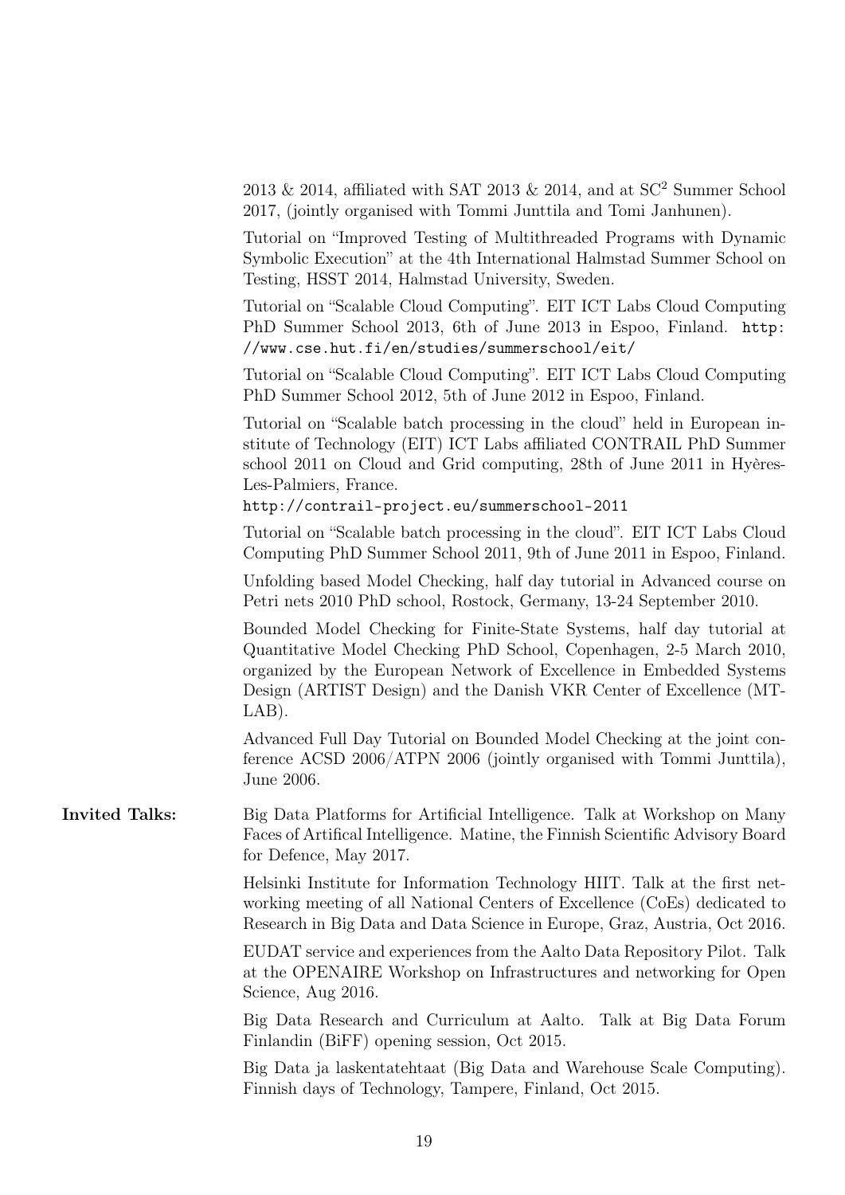2013 & 2014, affiliated with SAT 2013 & 2014, and at $SC^2$ Summer School 2017, (jointly organised with Tommi Junttila and Tomi Janhunen).

Tutorial on "Improved Testing of Multithreaded Programs with Dynamic Symbolic Execution" at the 4th International Halmstad Summer School on Testing, HSST 2014, Halmstad University, Sweden.

Tutorial on "Scalable Cloud Computing". EIT ICT Labs Cloud Computing PhD Summer School 2013, 6th of June 2013 in Espoo, Finland. http://www.cse.hut.fi/en/studies/summerschool/eit/

Tutorial on "Scalable Cloud Computing". EIT ICT Labs Cloud Computing PhD Summer School 2012, 5th of June 2012 in Espoo, Finland.

Tutorial on "Scalable batch processing in the cloud" held in European institute of Technology (EIT) ICT Labs affiliated CONTRAIL PhD Summer school 2011 on Cloud and Grid computing, 28th of June 2011 in Hyères-Les-Palmiers, France.
http://contrail-project.eu/summerschool-2011

Tutorial on "Scalable batch processing in the cloud". EIT ICT Labs Cloud Computing PhD Summer School 2011, 9th of June 2011 in Espoo, Finland.

Unfolding based Model Checking, half day tutorial in Advanced course on Petri nets 2010 PhD school, Rostock, Germany, 13-24 September 2010.

Bounded Model Checking for Finite-State Systems, half day tutorial at Quantitative Model Checking PhD School, Copenhagen, 2-5 March 2010, organized by the European Network of Excellence in Embedded Systems Design (ARTIST Design) and the Danish VKR Center of Excellence (MT-LAB).

Advanced Full Day Tutorial on Bounded Model Checking at the joint conference ACSD 2006/ATPN 2006 (jointly organised with Tommi Junttila), June 2006.

**Invited Talks:**

Big Data Platforms for Artificial Intelligence. Talk at Workshop on Many Faces of Artifical Intelligence. Matine, the Finnish Scientific Advisory Board for Defence, May 2017.

Helsinki Institute for Information Technology HIIT. Talk at the first networking meeting of all National Centers of Excellence (CoEs) dedicated to Research in Big Data and Data Science in Europe, Graz, Austria, Oct 2016.

EUDAT service and experiences from the Aalto Data Repository Pilot. Talk at the OPENAIRE Workshop on Infrastructures and networking for Open Science, Aug 2016.

Big Data Research and Curriculum at Aalto. Talk at Big Data Forum Finlandin (BiFF) opening session, Oct 2015.

Big Data ja laskentatehtaat (Big Data and Warehouse Scale Computing). Finnish days of Technology, Tampere, Finland, Oct 2015.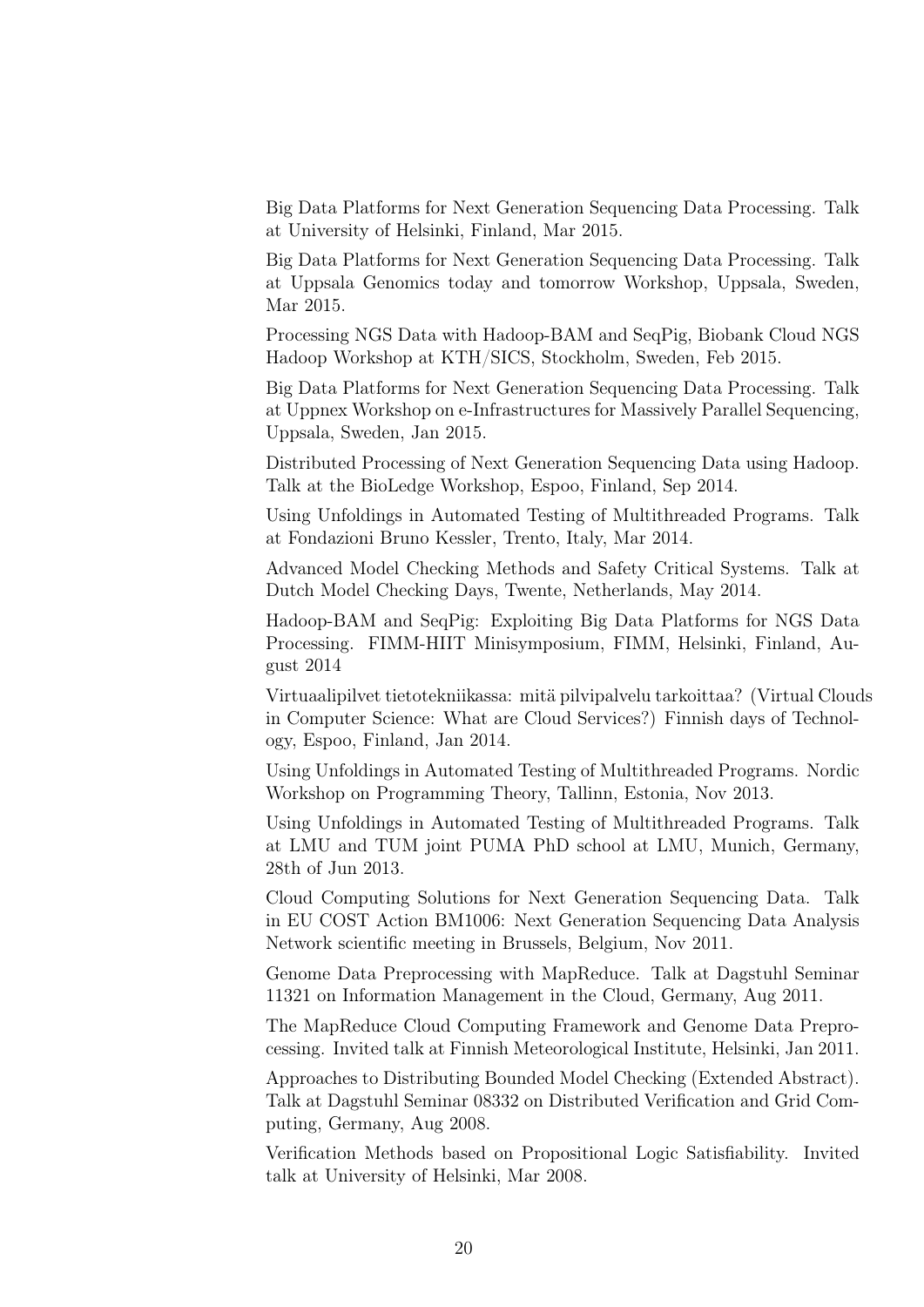Big Data Platforms for Next Generation Sequencing Data Processing. Talk at University of Helsinki, Finland, Mar 2015.

Big Data Platforms for Next Generation Sequencing Data Processing. Talk at Uppsala Genomics today and tomorrow Workshop, Uppsala, Sweden, Mar 2015.

Processing NGS Data with Hadoop-BAM and SeqPig, Biobank Cloud NGS Hadoop Workshop at KTH/SICS, Stockholm, Sweden, Feb 2015.

Big Data Platforms for Next Generation Sequencing Data Processing. Talk at Uppnex Workshop on e-Infrastructures for Massively Parallel Sequencing, Uppsala, Sweden, Jan 2015.

Distributed Processing of Next Generation Sequencing Data using Hadoop. Talk at the BioLedge Workshop, Espoo, Finland, Sep 2014.

Using Unfoldings in Automated Testing of Multithreaded Programs. Talk at Fondazioni Bruno Kessler, Trento, Italy, Mar 2014.

Advanced Model Checking Methods and Safety Critical Systems. Talk at Dutch Model Checking Days, Twente, Netherlands, May 2014.

Hadoop-BAM and SeqPig: Exploiting Big Data Platforms for NGS Data Processing. FIMM-HIIT Minisymposium, FIMM, Helsinki, Finland, August 2014

Virtuaalipilvet tietotekniikassa: mitä pilvipalvelu tarkoittaa? (Virtual Clouds in Computer Science: What are Cloud Services?) Finnish days of Technology, Espoo, Finland, Jan 2014.

Using Unfoldings in Automated Testing of Multithreaded Programs. Nordic Workshop on Programming Theory, Tallinn, Estonia, Nov 2013.

Using Unfoldings in Automated Testing of Multithreaded Programs. Talk at LMU and TUM joint PUMA PhD school at LMU, Munich, Germany, 28th of Jun 2013.

Cloud Computing Solutions for Next Generation Sequencing Data. Talk in EU COST Action BM1006: Next Generation Sequencing Data Analysis Network scientific meeting in Brussels, Belgium, Nov 2011.

Genome Data Preprocessing with MapReduce. Talk at Dagstuhl Seminar 11321 on Information Management in the Cloud, Germany, Aug 2011.

The MapReduce Cloud Computing Framework and Genome Data Preprocessing. Invited talk at Finnish Meteorological Institute, Helsinki, Jan 2011.

Approaches to Distributing Bounded Model Checking (Extended Abstract). Talk at Dagstuhl Seminar 08332 on Distributed Verification and Grid Computing, Germany, Aug 2008.

Verification Methods based on Propositional Logic Satisfiability. Invited talk at University of Helsinki, Mar 2008.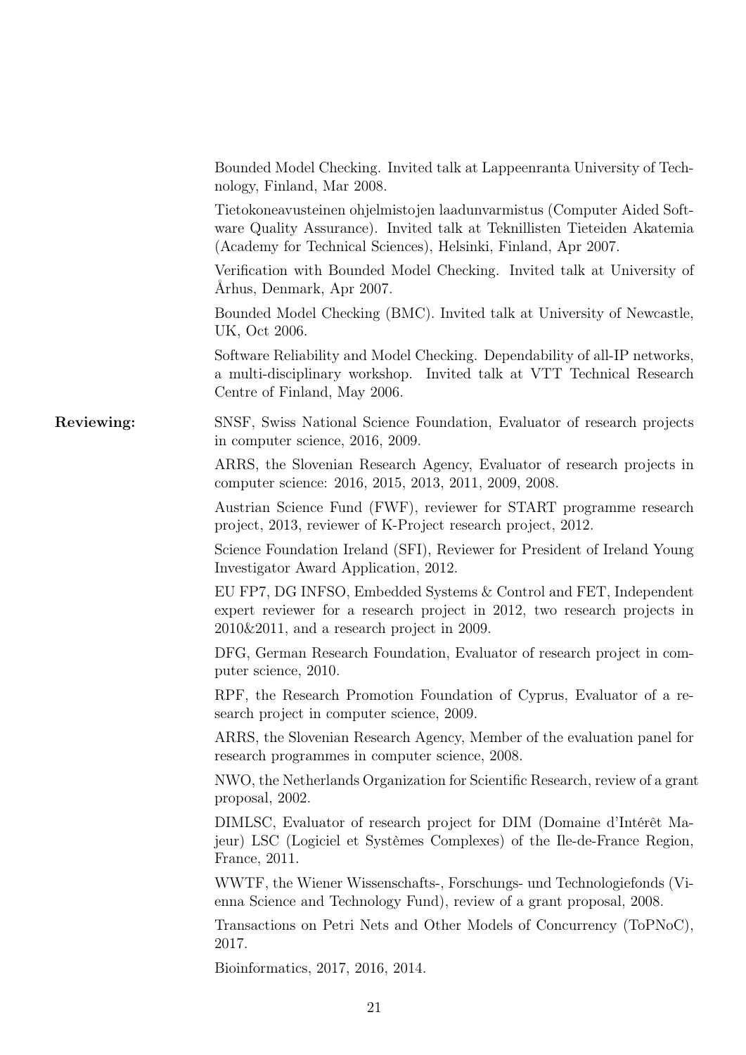Bounded Model Checking. Invited talk at Lappeenranta University of Technology, Finland, Mar 2008.

Tietokoneavusteinen ohjelmistojen laadunvarmistus (Computer Aided Software Quality Assurance). Invited talk at Teknillisten Tieteiden Akatemia (Academy for Technical Sciences), Helsinki, Finland, Apr 2007.

Verification with Bounded Model Checking. Invited talk at University of Århus, Denmark, Apr 2007.

Bounded Model Checking (BMC). Invited talk at University of Newcastle, UK, Oct 2006.

Software Reliability and Model Checking. Dependability of all-IP networks, a multi-disciplinary workshop. Invited talk at VTT Technical Research Centre of Finland, May 2006.

**Reviewing:**

SNSF, Swiss National Science Foundation, Evaluator of research projects in computer science, 2016, 2009.

ARRS, the Slovenian Research Agency, Evaluator of research projects in computer science: 2016, 2015, 2013, 2011, 2009, 2008.

Austrian Science Fund (FWF), reviewer for START programme research project, 2013, reviewer of K-Project research project, 2012.

Science Foundation Ireland (SFI), Reviewer for President of Ireland Young Investigator Award Application, 2012.

EU FP7, DG INFSO, Embedded Systems & Control and FET, Independent expert reviewer for a research project in 2012, two research projects in 2010&2011, and a research project in 2009.

DFG, German Research Foundation, Evaluator of research project in computer science, 2010.

RPF, the Research Promotion Foundation of Cyprus, Evaluator of a research project in computer science, 2009.

ARRS, the Slovenian Research Agency, Member of the evaluation panel for research programmes in computer science, 2008.

NWO, the Netherlands Organization for Scientific Research, review of a grant proposal, 2002.

DIMLSC, Evaluator of research project for DIM (Domaine d'Intérêt Majeur) LSC (Logiciel et Systèmes Complexes) of the Ile-de-France Region, France, 2011.

WWTF, the Wiener Wissenschafts-, Forschungs- und Technologiefonds (Vienna Science and Technology Fund), review of a grant proposal, 2008.

Transactions on Petri Nets and Other Models of Concurrency (ToPNoC), 2017.

Bioinformatics, 2017, 2016, 2014.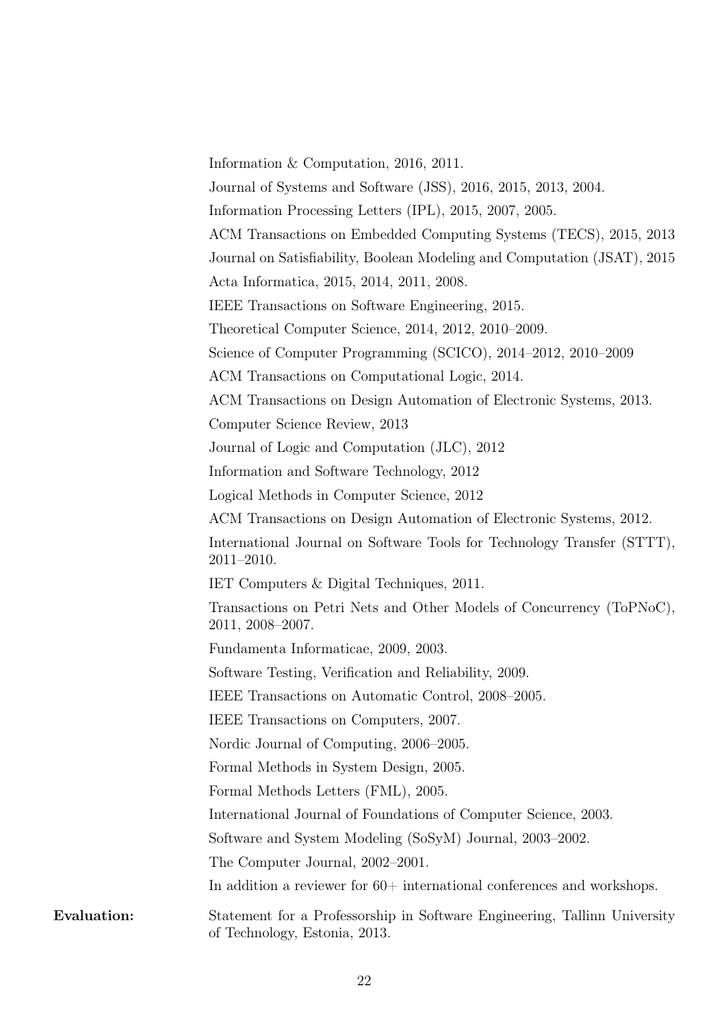Information & Computation, 2016, 2011.

Journal of Systems and Software (JSS), 2016, 2015, 2013, 2004.

Information Processing Letters (IPL), 2015, 2007, 2005.

ACM Transactions on Embedded Computing Systems (TECS), 2015, 2013

Journal on Satisfiability, Boolean Modeling and Computation (JSAT), 2015

Acta Informatica, 2015, 2014, 2011, 2008.

IEEE Transactions on Software Engineering, 2015.

Theoretical Computer Science, 2014, 2012, 2010–2009.

Science of Computer Programming (SCICO), 2014–2012, 2010–2009

ACM Transactions on Computational Logic, 2014.

ACM Transactions on Design Automation of Electronic Systems, 2013.

Computer Science Review, 2013

Journal of Logic and Computation (JLC), 2012

Information and Software Technology, 2012

Logical Methods in Computer Science, 2012

ACM Transactions on Design Automation of Electronic Systems, 2012.

International Journal on Software Tools for Technology Transfer (STTT), 2011–2010.

IET Computers & Digital Techniques, 2011.

Transactions on Petri Nets and Other Models of Concurrency (ToPNoC), 2011, 2008–2007.

Fundamenta Informaticae, 2009, 2003.

Software Testing, Verification and Reliability, 2009.

IEEE Transactions on Automatic Control, 2008–2005.

IEEE Transactions on Computers, 2007.

Nordic Journal of Computing, 2006–2005.

Formal Methods in System Design, 2005.

Formal Methods Letters (FML), 2005.

International Journal of Foundations of Computer Science, 2003.

Software and System Modeling (SoSyM) Journal, 2003–2002.

The Computer Journal, 2002–2001.

In addition a reviewer for 60+ international conferences and workshops.

**Evaluation:** Statement for a Professorship in Software Engineering, Tallinn University of Technology, Estonia, 2013.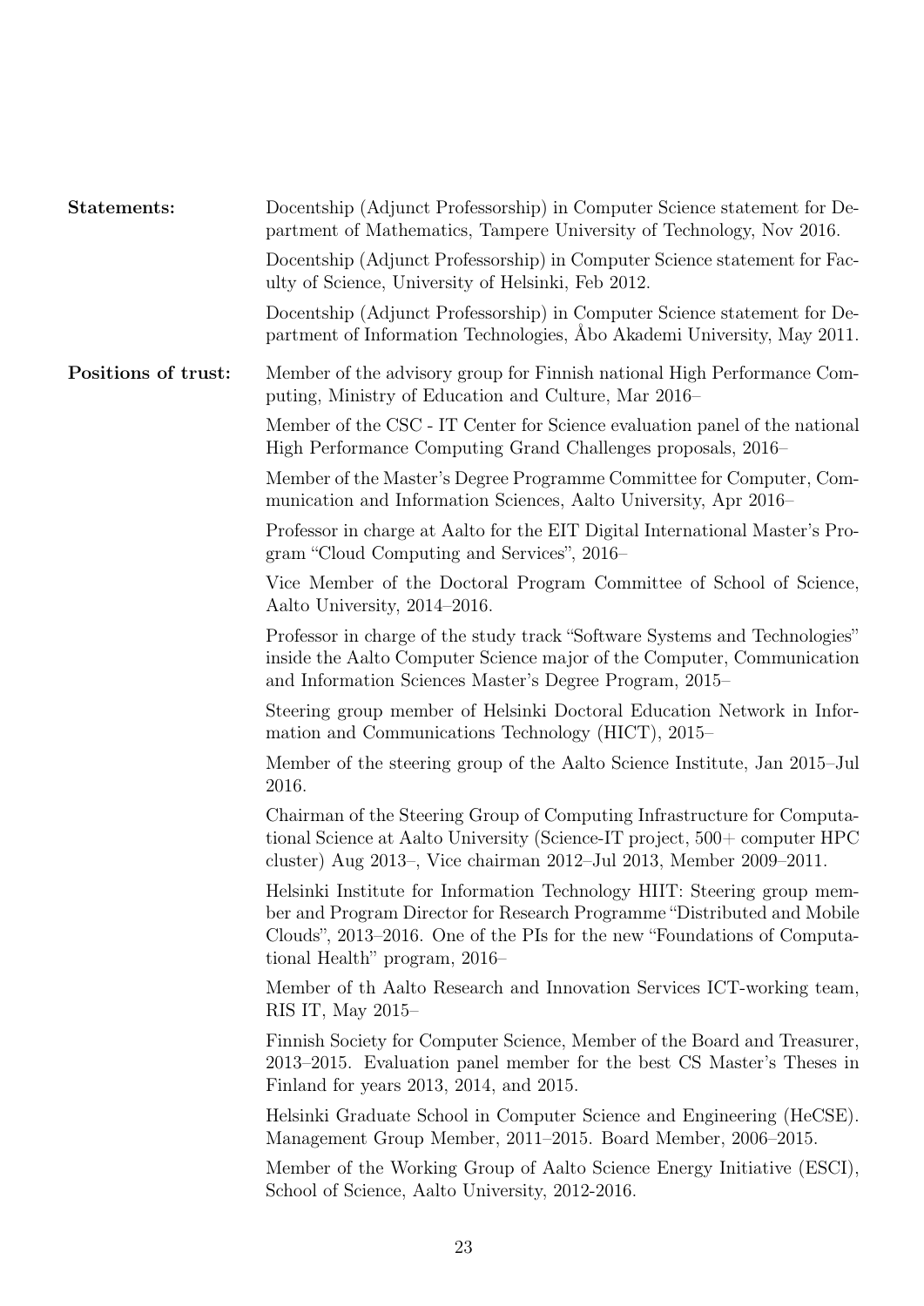**Statements:**

Docentship (Adjunct Professorship) in Computer Science statement for Department of Mathematics, Tampere University of Technology, Nov 2016.

Docentship (Adjunct Professorship) in Computer Science statement for Faculty of Science, University of Helsinki, Feb 2012.

Docentship (Adjunct Professorship) in Computer Science statement for Department of Information Technologies, Åbo Akademi University, May 2011.

**Positions of trust:**

Member of the advisory group for Finnish national High Performance Computing, Ministry of Education and Culture, Mar 2016–

Member of the CSC - IT Center for Science evaluation panel of the national High Performance Computing Grand Challenges proposals, 2016–

Member of the Master's Degree Programme Committee for Computer, Communication and Information Sciences, Aalto University, Apr 2016–

Professor in charge at Aalto for the EIT Digital International Master's Program "Cloud Computing and Services", 2016–

Vice Member of the Doctoral Program Committee of School of Science, Aalto University, 2014–2016.

Professor in charge of the study track "Software Systems and Technologies" inside the Aalto Computer Science major of the Computer, Communication and Information Sciences Master's Degree Program, 2015–

Steering group member of Helsinki Doctoral Education Network in Information and Communications Technology (HICT), 2015–

Member of the steering group of the Aalto Science Institute, Jan 2015–Jul 2016.

Chairman of the Steering Group of Computing Infrastructure for Computational Science at Aalto University (Science-IT project, 500+ computer HPC cluster) Aug 2013–, Vice chairman 2012–Jul 2013, Member 2009–2011.

Helsinki Institute for Information Technology HIIT: Steering group member and Program Director for Research Programme "Distributed and Mobile Clouds", 2013–2016. One of the PIs for the new "Foundations of Computational Health" program, 2016–

Member of th Aalto Research and Innovation Services ICT-working team, RIS IT, May 2015–

Finnish Society for Computer Science, Member of the Board and Treasurer, 2013–2015. Evaluation panel member for the best CS Master's Theses in Finland for years 2013, 2014, and 2015.

Helsinki Graduate School in Computer Science and Engineering (HeCSE). Management Group Member, 2011–2015. Board Member, 2006–2015.

Member of the Working Group of Aalto Science Energy Initiative (ESCI), School of Science, Aalto University, 2012-2016.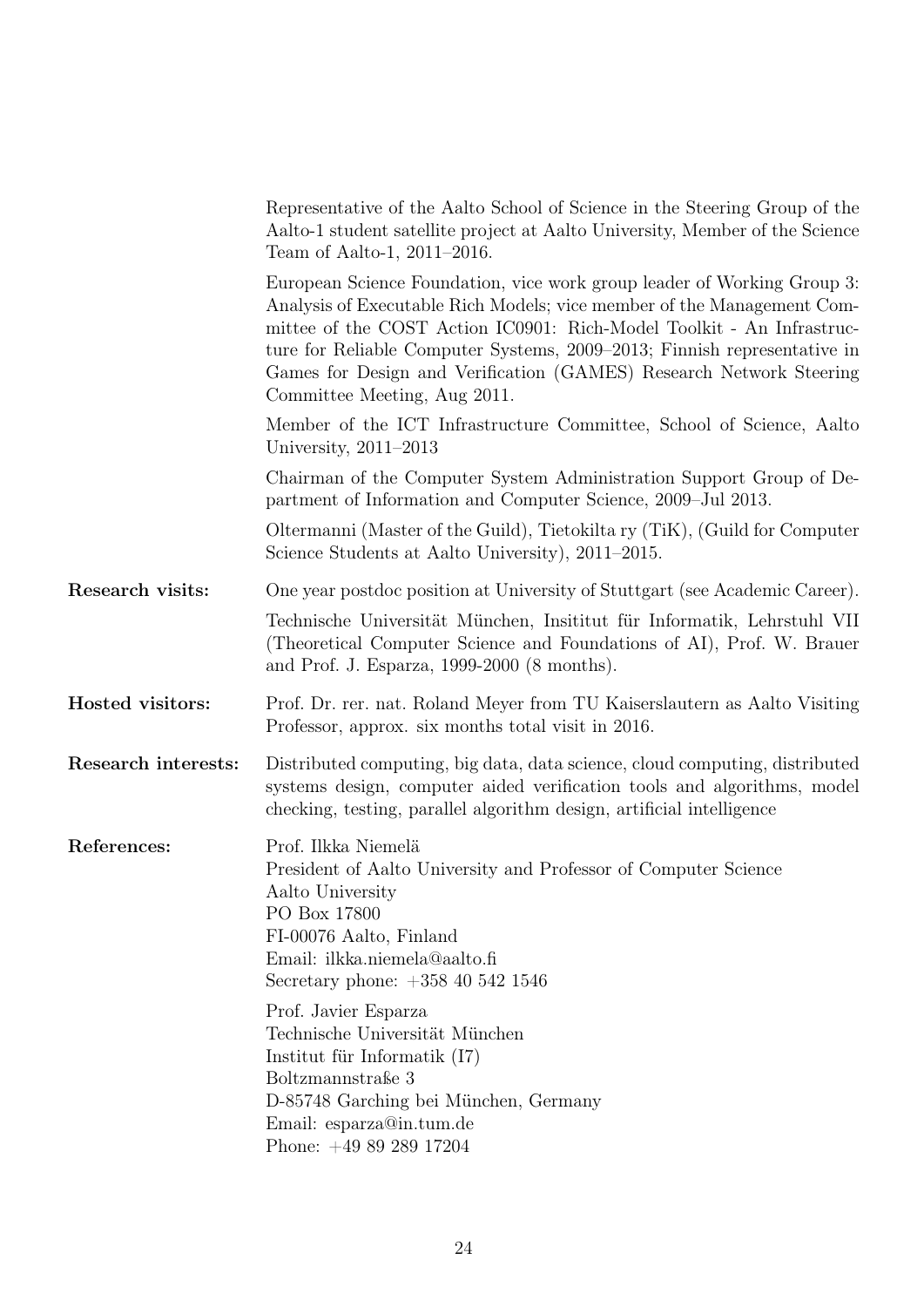Representative of the Aalto School of Science in the Steering Group of the Aalto-1 student satellite project at Aalto University, Member of the Science Team of Aalto-1, 2011–2016.

European Science Foundation, vice work group leader of Working Group 3: Analysis of Executable Rich Models; vice member of the Management Committee of the COST Action IC0901: Rich-Model Toolkit - An Infrastructure for Reliable Computer Systems, 2009–2013; Finnish representative in Games for Design and Verification (GAMES) Research Network Steering Committee Meeting, Aug 2011.

Member of the ICT Infrastructure Committee, School of Science, Aalto University, 2011–2013

Chairman of the Computer System Administration Support Group of Department of Information and Computer Science, 2009–Jul 2013.

Oltermanni (Master of the Guild), Tietokilta ry (TiK), (Guild for Computer Science Students at Aalto University), 2011–2015.

**Research visits:** One year postdoc position at University of Stuttgart (see Academic Career).

Technische Universität München, Insititut für Informatik, Lehrstuhl VII (Theoretical Computer Science and Foundations of AI), Prof. W. Brauer and Prof. J. Esparza, 1999-2000 (8 months).

**Hosted visitors:** Prof. Dr. rer. nat. Roland Meyer from TU Kaiserslautern as Aalto Visiting Professor, approx. six months total visit in 2016.

**Research interests:** Distributed computing, big data, data science, cloud computing, distributed systems design, computer aided verification tools and algorithms, model checking, testing, parallel algorithm design, artificial intelligence

**References:**

Prof. Ilkka Niemelä
President of Aalto University and Professor of Computer Science
Aalto University
PO Box 17800
FI-00076 Aalto, Finland
Email: ilkka.niemela@aalto.fi
Secretary phone: +358 40 542 1546

Prof. Javier Esparza
Technische Universität München
Institut für Informatik (I7)
Boltzmannstraße 3
D-85748 Garching bei München, Germany
Email: esparza@in.tum.de
Phone: +49 89 289 17204